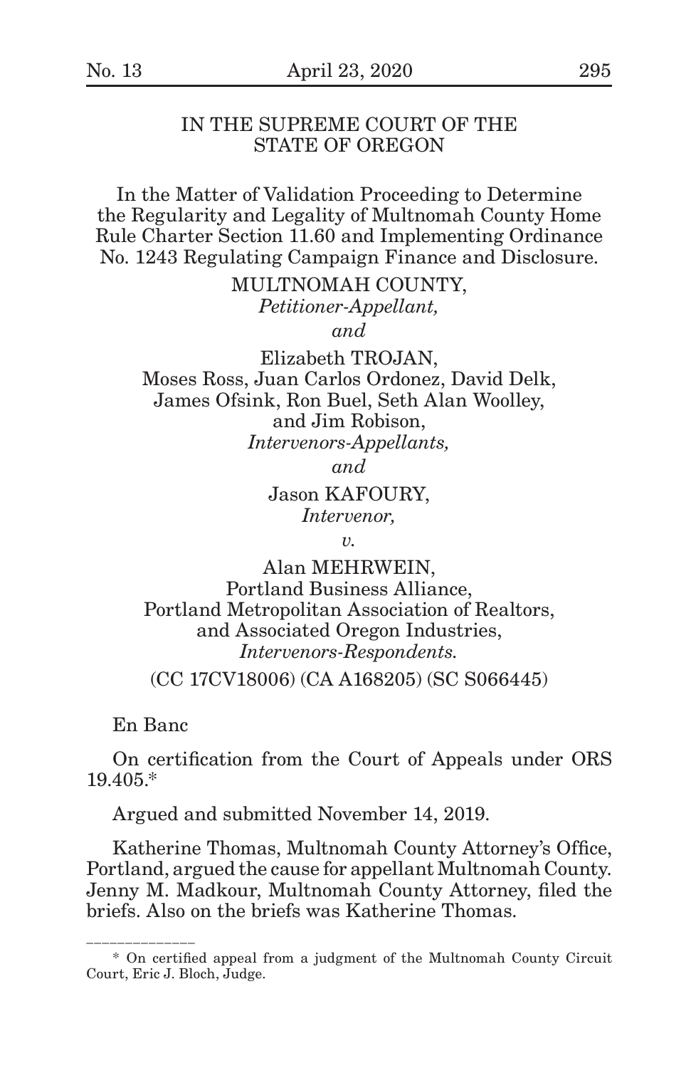IN THE SUPREME COURT OF THE STATE OF OREGON

In the Matter of Validation Proceeding to Determine the Regularity and Legality of Multnomah County Home Rule Charter Section 11.60 and Implementing Ordinance No. 1243 Regulating Campaign Finance and Disclosure.

MULTNOMAH COUNTY,
*Petitioner-Appellant,*

*and*

Elizabeth TROJAN,
Moses Ross, Juan Carlos Ordonez, David Delk, James Ofsink, Ron Buel, Seth Alan Woolley, and Jim Robison,
*Intervenors-Appellants,*

*and*

Jason KAFOURY,
*Intervenor,*

*v.*

Alan MEHRWEIN,
Portland Business Alliance,
Portland Metropolitan Association of Realtors, and Associated Oregon Industries,
*Intervenors-Respondents.*

(CC 17CV18006) (CA A168205) (SC S066445)

En Banc

On certification from the Court of Appeals under ORS 19.405.*

Argued and submitted November 14, 2019.

Katherine Thomas, Multnomah County Attorney's Office, Portland, argued the cause for appellant Multnomah County. Jenny M. Madkour, Multnomah County Attorney, filed the briefs. Also on the briefs was Katherine Thomas.

---

\* On certified appeal from a judgment of the Multnomah County Circuit Court, Eric J. Bloch, Judge.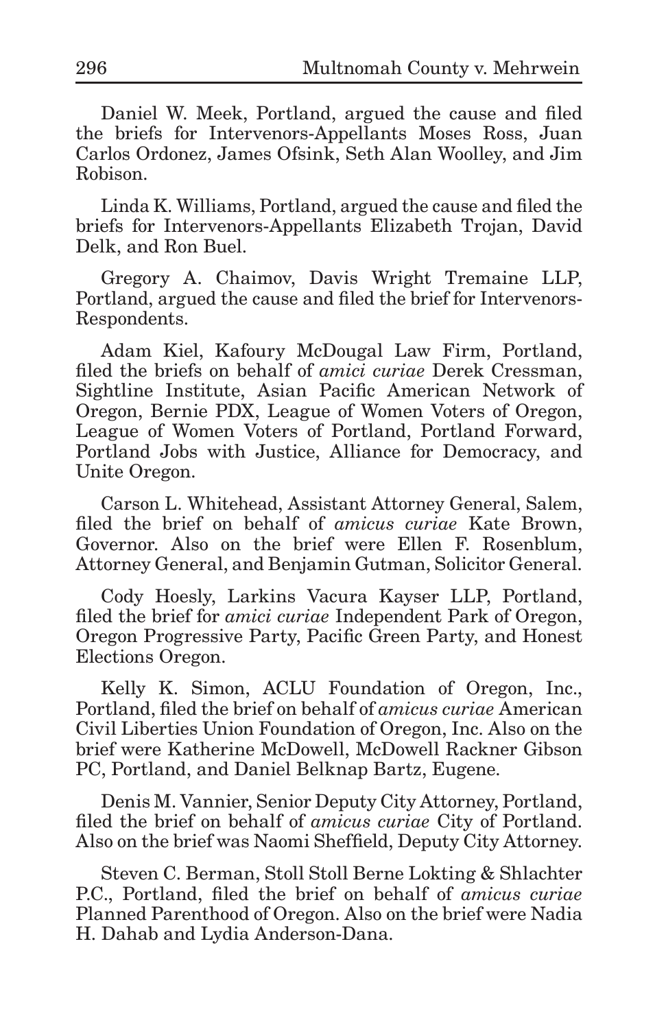Daniel W. Meek, Portland, argued the cause and filed the briefs for Intervenors-Appellants Moses Ross, Juan Carlos Ordonez, James Ofsink, Seth Alan Woolley, and Jim Robison.

Linda K. Williams, Portland, argued the cause and filed the briefs for Intervenors-Appellants Elizabeth Trojan, David Delk, and Ron Buel.

Gregory A. Chaimov, Davis Wright Tremaine LLP, Portland, argued the cause and filed the brief for Intervenors-Respondents.

Adam Kiel, Kafoury McDougal Law Firm, Portland, filed the briefs on behalf of *amici curiae* Derek Cressman, Sightline Institute, Asian Pacific American Network of Oregon, Bernie PDX, League of Women Voters of Oregon, League of Women Voters of Portland, Portland Forward, Portland Jobs with Justice, Alliance for Democracy, and Unite Oregon.

Carson L. Whitehead, Assistant Attorney General, Salem, filed the brief on behalf of *amicus curiae* Kate Brown, Governor. Also on the brief were Ellen F. Rosenblum, Attorney General, and Benjamin Gutman, Solicitor General.

Cody Hoesly, Larkins Vacura Kayser LLP, Portland, filed the brief for *amici curiae* Independent Park of Oregon, Oregon Progressive Party, Pacific Green Party, and Honest Elections Oregon.

Kelly K. Simon, ACLU Foundation of Oregon, Inc., Portland, filed the brief on behalf of *amicus curiae* American Civil Liberties Union Foundation of Oregon, Inc. Also on the brief were Katherine McDowell, McDowell Rackner Gibson PC, Portland, and Daniel Belknap Bartz, Eugene.

Denis M. Vannier, Senior Deputy City Attorney, Portland, filed the brief on behalf of *amicus curiae* City of Portland. Also on the brief was Naomi Sheffield, Deputy City Attorney.

Steven C. Berman, Stoll Stoll Berne Lokting & Shlachter P.C., Portland, filed the brief on behalf of *amicus curiae* Planned Parenthood of Oregon. Also on the brief were Nadia H. Dahab and Lydia Anderson-Dana.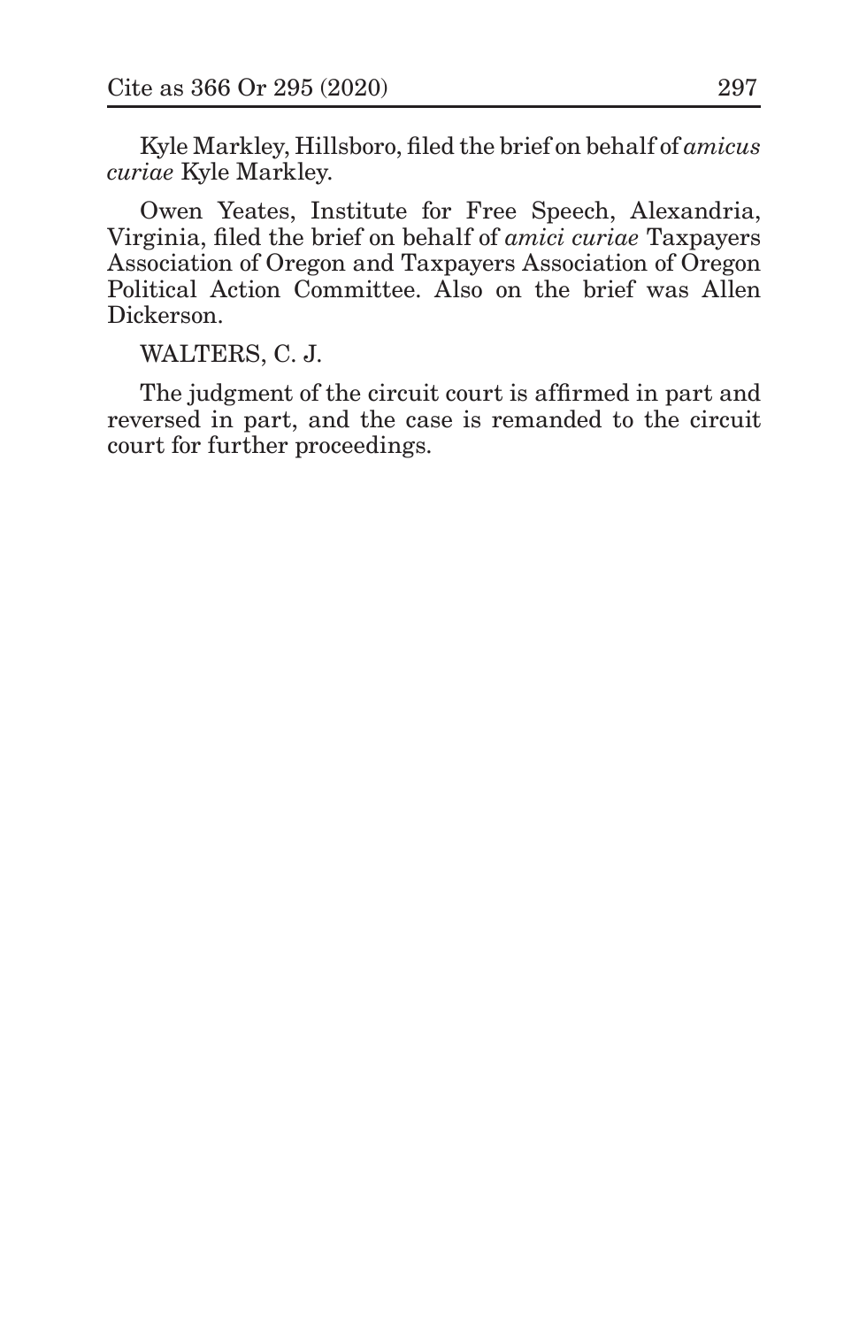Kyle Markley, Hillsboro, filed the brief on behalf of *amicus curiae* Kyle Markley.

Owen Yeates, Institute for Free Speech, Alexandria, Virginia, filed the brief on behalf of *amici curiae* Taxpayers Association of Oregon and Taxpayers Association of Oregon Political Action Committee. Also on the brief was Allen Dickerson.

WALTERS, C. J.

The judgment of the circuit court is affirmed in part and reversed in part, and the case is remanded to the circuit court for further proceedings.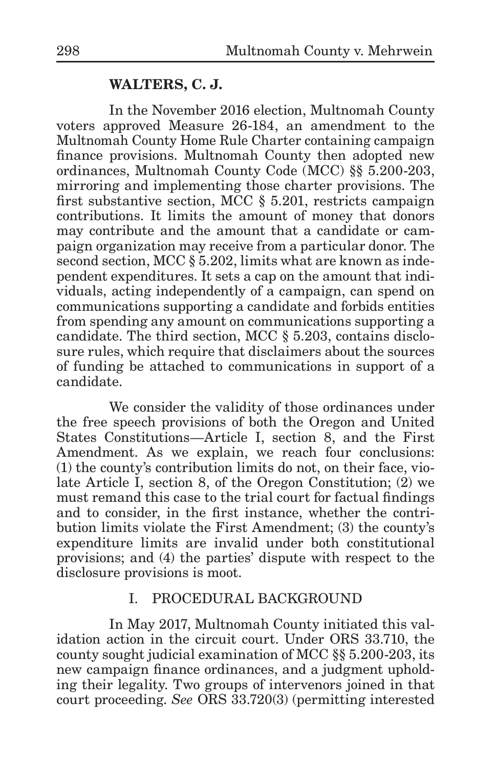**WALTERS, C. J.**

In the November 2016 election, Multnomah County voters approved Measure 26-184, an amendment to the Multnomah County Home Rule Charter containing campaign finance provisions. Multnomah County then adopted new ordinances, Multnomah County Code (MCC) §§ 5.200-203, mirroring and implementing those charter provisions. The first substantive section, MCC § 5.201, restricts campaign contributions. It limits the amount of money that donors may contribute and the amount that a candidate or campaign organization may receive from a particular donor. The second section, MCC § 5.202, limits what are known as independent expenditures. It sets a cap on the amount that individuals, acting independently of a campaign, can spend on communications supporting a candidate and forbids entities from spending any amount on communications supporting a candidate. The third section, MCC § 5.203, contains disclosure rules, which require that disclaimers about the sources of funding be attached to communications in support of a candidate.

We consider the validity of those ordinances under the free speech provisions of both the Oregon and United States Constitutions—Article I, section 8, and the First Amendment. As we explain, we reach four conclusions: (1) the county's contribution limits do not, on their face, violate Article I, section 8, of the Oregon Constitution; (2) we must remand this case to the trial court for factual findings and to consider, in the first instance, whether the contribution limits violate the First Amendment; (3) the county's expenditure limits are invalid under both constitutional provisions; and (4) the parties' dispute with respect to the disclosure provisions is moot.

## I. PROCEDURAL BACKGROUND

In May 2017, Multnomah County initiated this validation action in the circuit court. Under ORS 33.710, the county sought judicial examination of MCC §§ 5.200-203, its new campaign finance ordinances, and a judgment upholding their legality. Two groups of intervenors joined in that court proceeding. *See* ORS 33.720(3) (permitting interested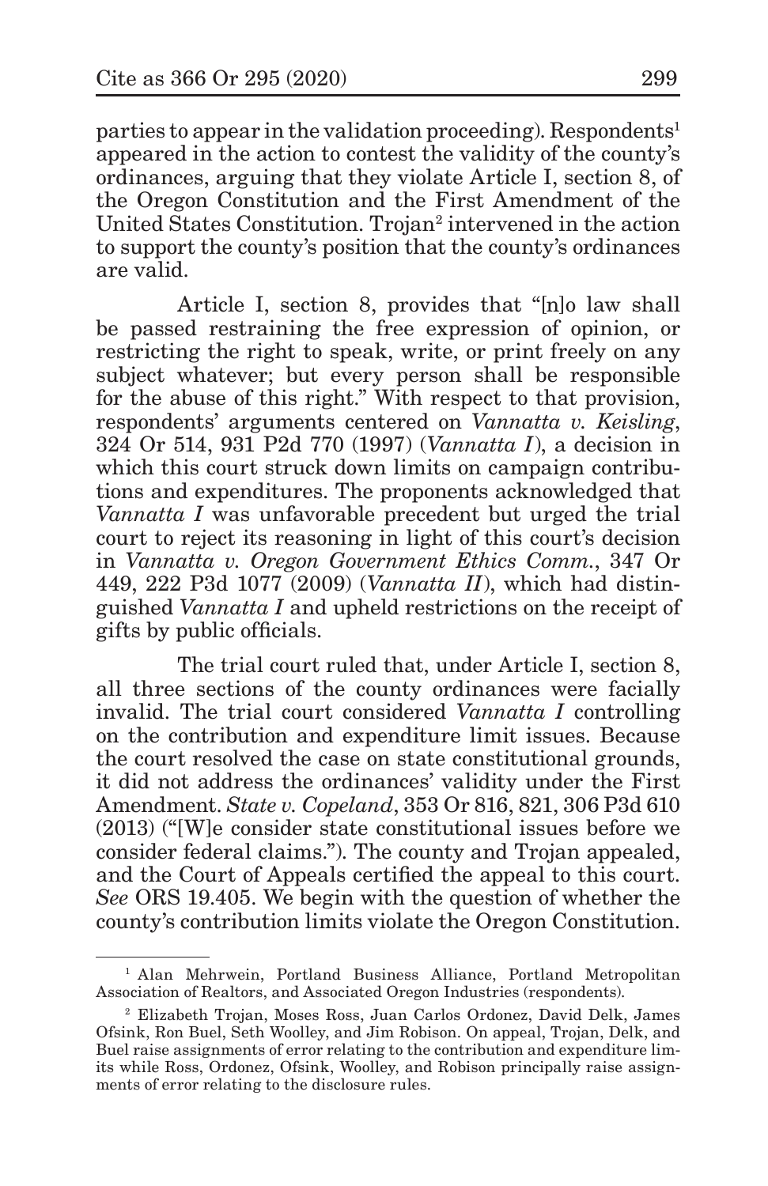parties to appear in the validation proceeding). Respondents[1] appeared in the action to contest the validity of the county's ordinances, arguing that they violate Article I, section 8, of the Oregon Constitution and the First Amendment of the United States Constitution. Trojan[2] intervened in the action to support the county's position that the county's ordinances are valid.

Article I, section 8, provides that "[n]o law shall be passed restraining the free expression of opinion, or restricting the right to speak, write, or print freely on any subject whatever; but every person shall be responsible for the abuse of this right." With respect to that provision, respondents' arguments centered on *Vannatta v. Keisling*, 324 Or 514, 931 P2d 770 (1997) (*Vannatta I*), a decision in which this court struck down limits on campaign contributions and expenditures. The proponents acknowledged that *Vannatta I* was unfavorable precedent but urged the trial court to reject its reasoning in light of this court's decision in *Vannatta v. Oregon Government Ethics Comm.*, 347 Or 449, 222 P3d 1077 (2009) (*Vannatta II*), which had distinguished *Vannatta I* and upheld restrictions on the receipt of gifts by public officials.

The trial court ruled that, under Article I, section 8, all three sections of the county ordinances were facially invalid. The trial court considered *Vannatta I* controlling on the contribution and expenditure limit issues. Because the court resolved the case on state constitutional grounds, it did not address the ordinances' validity under the First Amendment. *State v. Copeland*, 353 Or 816, 821, 306 P3d 610 (2013) ("[W]e consider state constitutional issues before we consider federal claims."). The county and Trojan appealed, and the Court of Appeals certified the appeal to this court. *See* ORS 19.405. We begin with the question of whether the county's contribution limits violate the Oregon Constitution.

---

[1] Alan Mehrwein, Portland Business Alliance, Portland Metropolitan Association of Realtors, and Associated Oregon Industries (respondents).

[2] Elizabeth Trojan, Moses Ross, Juan Carlos Ordonez, David Delk, James Ofsink, Ron Buel, Seth Woolley, and Jim Robison. On appeal, Trojan, Delk, and Buel raise assignments of error relating to the contribution and expenditure limits while Ross, Ordonez, Ofsink, Woolley, and Robison principally raise assignments of error relating to the disclosure rules.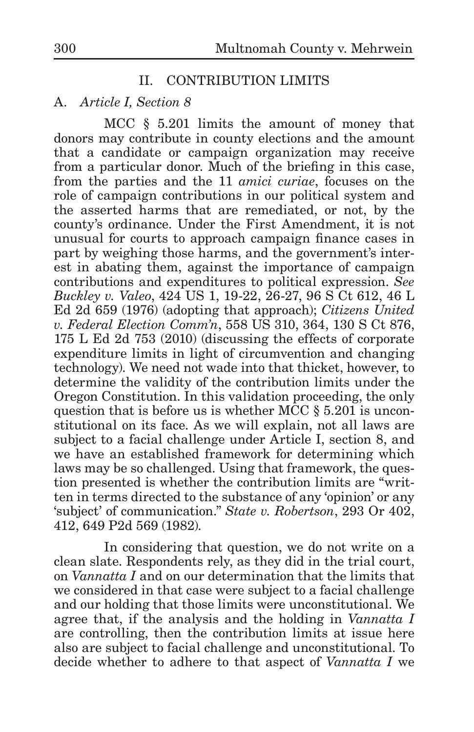## II. CONTRIBUTION LIMITS

### A. *Article I, Section 8*

MCC § 5.201 limits the amount of money that donors may contribute in county elections and the amount that a candidate or campaign organization may receive from a particular donor. Much of the briefing in this case, from the parties and the 11 *amici curiae*, focuses on the role of campaign contributions in our political system and the asserted harms that are remediated, or not, by the county's ordinance. Under the First Amendment, it is not unusual for courts to approach campaign finance cases in part by weighing those harms, and the government's interest in abating them, against the importance of campaign contributions and expenditures to political expression. *See Buckley v. Valeo*, 424 US 1, 19-22, 26-27, 96 S Ct 612, 46 L Ed 2d 659 (1976) (adopting that approach); *Citizens United v. Federal Election Comm'n*, 558 US 310, 364, 130 S Ct 876, 175 L Ed 2d 753 (2010) (discussing the effects of corporate expenditure limits in light of circumvention and changing technology). We need not wade into that thicket, however, to determine the validity of the contribution limits under the Oregon Constitution. In this validation proceeding, the only question that is before us is whether MCC § 5.201 is unconstitutional on its face. As we will explain, not all laws are subject to a facial challenge under Article I, section 8, and we have an established framework for determining which laws may be so challenged. Using that framework, the question presented is whether the contribution limits are "written in terms directed to the substance of any 'opinion' or any 'subject' of communication." *State v. Robertson*, 293 Or 402, 412, 649 P2d 569 (1982).

In considering that question, we do not write on a clean slate. Respondents rely, as they did in the trial court, on *Vannatta I* and on our determination that the limits that we considered in that case were subject to a facial challenge and our holding that those limits were unconstitutional. We agree that, if the analysis and the holding in *Vannatta I* are controlling, then the contribution limits at issue here also are subject to facial challenge and unconstitutional. To decide whether to adhere to that aspect of *Vannatta I* we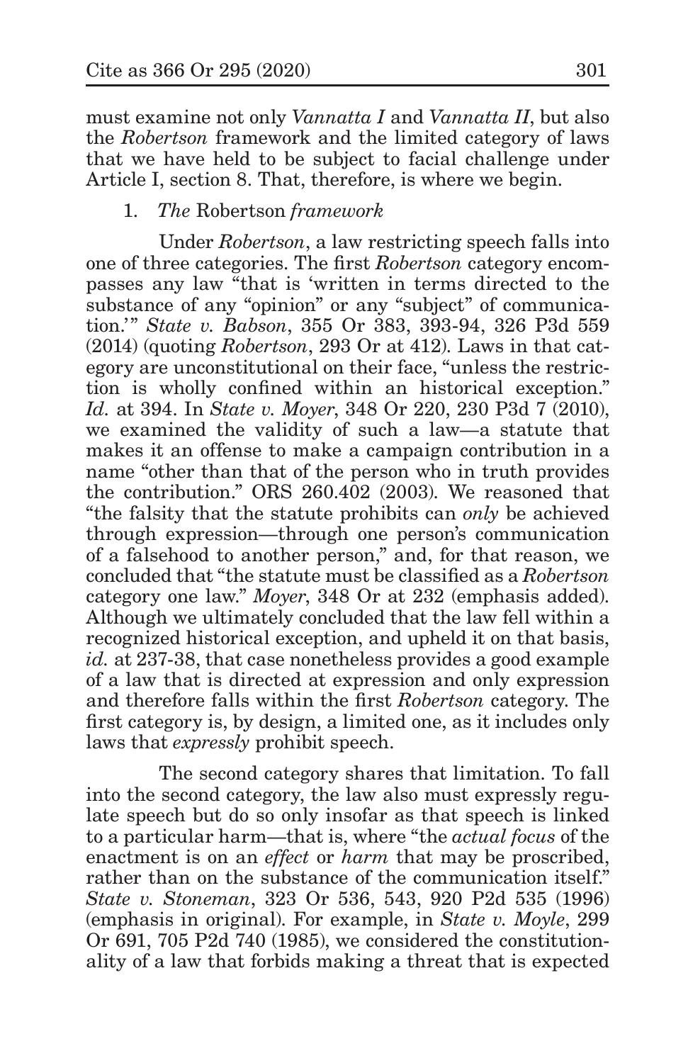must examine not only *Vannatta I* and *Vannatta II*, but also the *Robertson* framework and the limited category of laws that we have held to be subject to facial challenge under Article I, section 8. That, therefore, is where we begin.

1. *The* Robertson *framework*

Under *Robertson*, a law restricting speech falls into one of three categories. The first *Robertson* category encompasses any law "that is 'written in terms directed to the substance of any "opinion" or any "subject" of communication.'" *State v. Babson*, 355 Or 383, 393-94, 326 P3d 559 (2014) (quoting *Robertson*, 293 Or at 412). Laws in that category are unconstitutional on their face, "unless the restriction is wholly confined within an historical exception." *Id.* at 394. In *State v. Moyer*, 348 Or 220, 230 P3d 7 (2010), we examined the validity of such a law—a statute that makes it an offense to make a campaign contribution in a name "other than that of the person who in truth provides the contribution." ORS 260.402 (2003). We reasoned that "the falsity that the statute prohibits can *only* be achieved through expression—through one person's communication of a falsehood to another person," and, for that reason, we concluded that "the statute must be classified as a *Robertson* category one law." *Moyer*, 348 Or at 232 (emphasis added). Although we ultimately concluded that the law fell within a recognized historical exception, and upheld it on that basis, *id.* at 237-38, that case nonetheless provides a good example of a law that is directed at expression and only expression and therefore falls within the first *Robertson* category. The first category is, by design, a limited one, as it includes only laws that *expressly* prohibit speech.

The second category shares that limitation. To fall into the second category, the law also must expressly regulate speech but do so only insofar as that speech is linked to a particular harm—that is, where "the *actual focus* of the enactment is on an *effect* or *harm* that may be proscribed, rather than on the substance of the communication itself." *State v. Stoneman*, 323 Or 536, 543, 920 P2d 535 (1996) (emphasis in original). For example, in *State v. Moyle*, 299 Or 691, 705 P2d 740 (1985), we considered the constitutionality of a law that forbids making a threat that is expected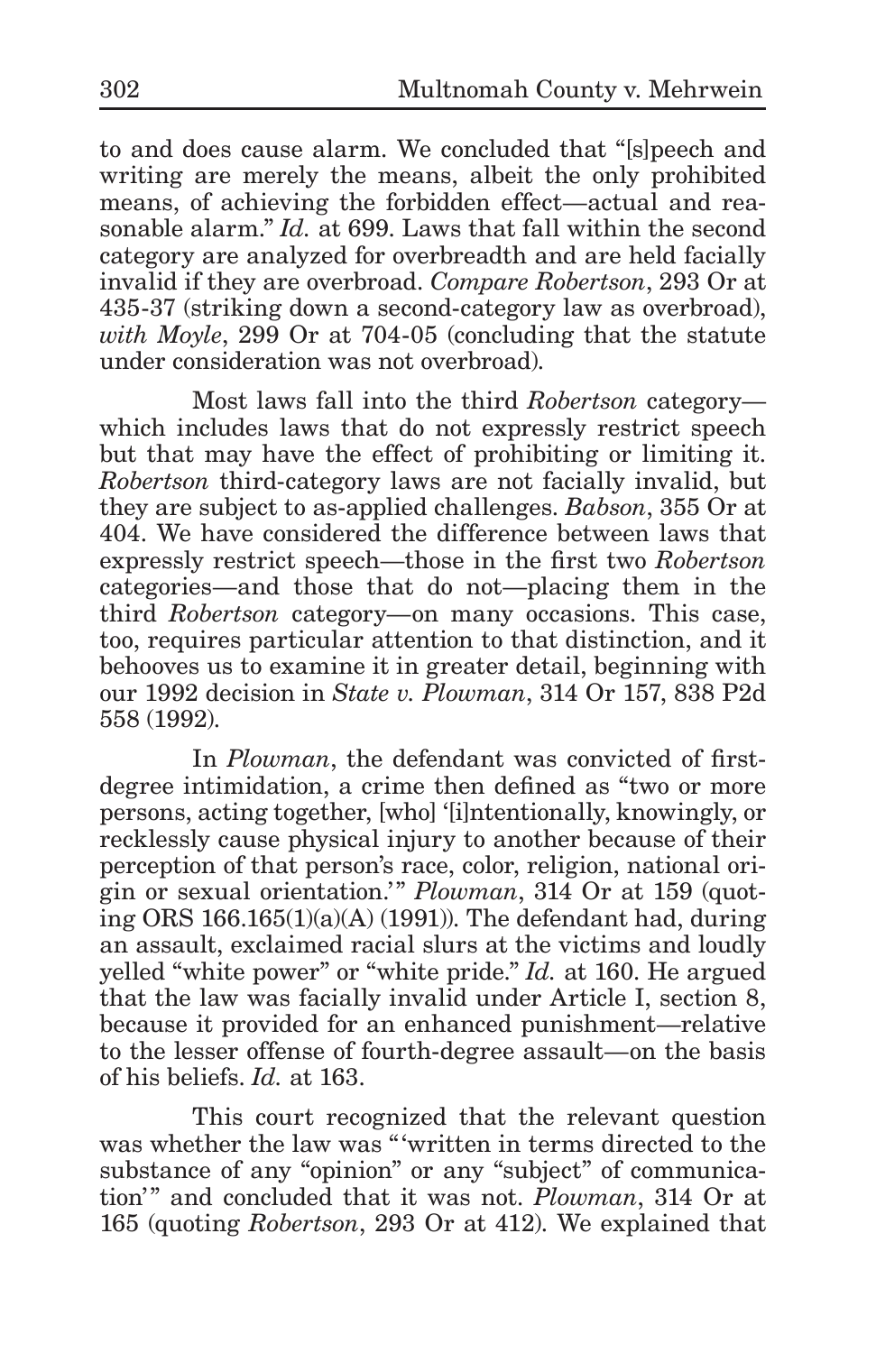to and does cause alarm. We concluded that "[s]peech and writing are merely the means, albeit the only prohibited means, of achieving the forbidden effect—actual and reasonable alarm." *Id.* at 699. Laws that fall within the second category are analyzed for overbreadth and are held facially invalid if they are overbroad. *Compare Robertson*, 293 Or at 435-37 (striking down a second-category law as overbroad), *with Moyle*, 299 Or at 704-05 (concluding that the statute under consideration was not overbroad).

Most laws fall into the third *Robertson* category—which includes laws that do not expressly restrict speech but that may have the effect of prohibiting or limiting it. *Robertson* third-category laws are not facially invalid, but they are subject to as-applied challenges. *Babson*, 355 Or at 404. We have considered the difference between laws that expressly restrict speech—those in the first two *Robertson* categories—and those that do not—placing them in the third *Robertson* category—on many occasions. This case, too, requires particular attention to that distinction, and it behooves us to examine it in greater detail, beginning with our 1992 decision in *State v. Plowman*, 314 Or 157, 838 P2d 558 (1992).

In *Plowman*, the defendant was convicted of first-degree intimidation, a crime then defined as "two or more persons, acting together, [who] '[i]ntentionally, knowingly, or recklessly cause physical injury to another because of their perception of that person's race, color, religion, national origin or sexual orientation.'" *Plowman*, 314 Or at 159 (quoting ORS 166.165(1)(a)(A) (1991)). The defendant had, during an assault, exclaimed racial slurs at the victims and loudly yelled "white power" or "white pride." *Id.* at 160. He argued that the law was facially invalid under Article I, section 8, because it provided for an enhanced punishment—relative to the lesser offense of fourth-degree assault—on the basis of his beliefs. *Id.* at 163.

This court recognized that the relevant question was whether the law was "'written in terms directed to the substance of any "opinion" or any "subject" of communication'" and concluded that it was not. *Plowman*, 314 Or at 165 (quoting *Robertson*, 293 Or at 412). We explained that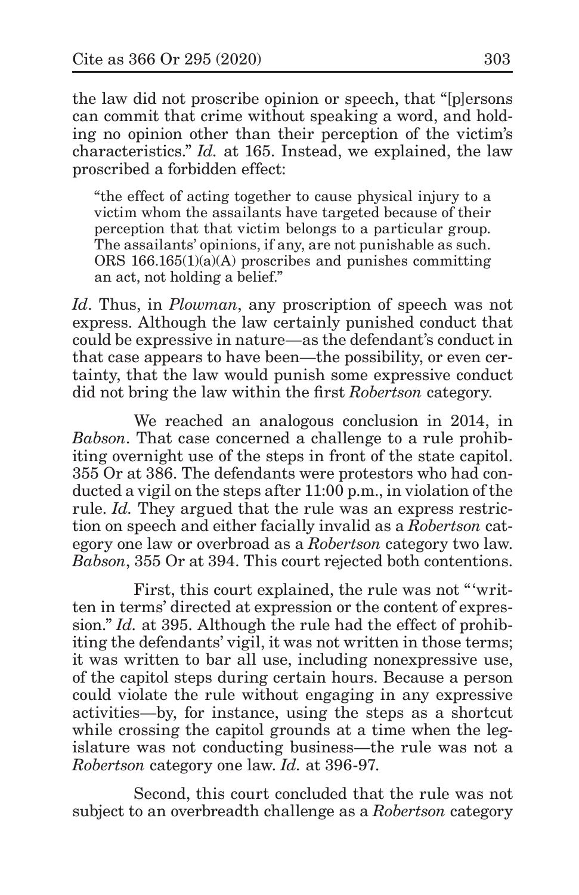the law did not proscribe opinion or speech, that "[p]ersons can commit that crime without speaking a word, and holding no opinion other than their perception of the victim's characteristics." *Id.* at 165. Instead, we explained, the law proscribed a forbidden effect:

> "the effect of acting together to cause physical injury to a victim whom the assailants have targeted because of their perception that that victim belongs to a particular group. The assailants' opinions, if any, are not punishable as such. ORS 166.165(1)(a)(A) proscribes and punishes committing an act, not holding a belief."

*Id*. Thus, in *Plowman*, any proscription of speech was not express. Although the law certainly punished conduct that could be expressive in nature—as the defendant's conduct in that case appears to have been—the possibility, or even certainty, that the law would punish some expressive conduct did not bring the law within the first *Robertson* category.

We reached an analogous conclusion in 2014, in *Babson*. That case concerned a challenge to a rule prohibiting overnight use of the steps in front of the state capitol. 355 Or at 386. The defendants were protestors who had conducted a vigil on the steps after 11:00 p.m., in violation of the rule. *Id.* They argued that the rule was an express restriction on speech and either facially invalid as a *Robertson* category one law or overbroad as a *Robertson* category two law. *Babson*, 355 Or at 394. This court rejected both contentions.

First, this court explained, the rule was not "'written in terms' directed at expression or the content of expression." *Id.* at 395. Although the rule had the effect of prohibiting the defendants' vigil, it was not written in those terms; it was written to bar all use, including nonexpressive use, of the capitol steps during certain hours. Because a person could violate the rule without engaging in any expressive activities—by, for instance, using the steps as a shortcut while crossing the capitol grounds at a time when the legislature was not conducting business—the rule was not a *Robertson* category one law. *Id.* at 396-97.

Second, this court concluded that the rule was not subject to an overbreadth challenge as a *Robertson* category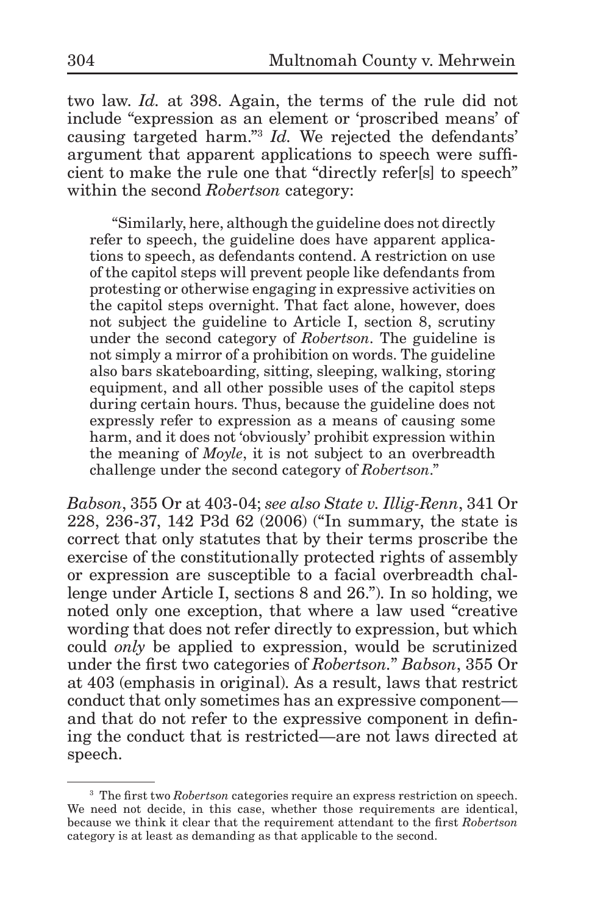two law. *Id.* at 398. Again, the terms of the rule did not include "expression as an element or 'proscribed means' of causing targeted harm."[3] *Id.* We rejected the defendants' argument that apparent applications to speech were sufficient to make the rule one that "directly refer[s] to speech" within the second *Robertson* category:

> "Similarly, here, although the guideline does not directly refer to speech, the guideline does have apparent applications to speech, as defendants contend. A restriction on use of the capitol steps will prevent people like defendants from protesting or otherwise engaging in expressive activities on the capitol steps overnight. That fact alone, however, does not subject the guideline to Article I, section 8, scrutiny under the second category of *Robertson*. The guideline is not simply a mirror of a prohibition on words. The guideline also bars skateboarding, sitting, sleeping, walking, storing equipment, and all other possible uses of the capitol steps during certain hours. Thus, because the guideline does not expressly refer to expression as a means of causing some harm, and it does not 'obviously' prohibit expression within the meaning of *Moyle*, it is not subject to an overbreadth challenge under the second category of *Robertson*."

*Babson*, 355 Or at 403-04; *see also State v. Illig-Renn*, 341 Or 228, 236-37, 142 P3d 62 (2006) ("In summary, the state is correct that only statutes that by their terms proscribe the exercise of the constitutionally protected rights of assembly or expression are susceptible to a facial overbreadth challenge under Article I, sections 8 and 26."). In so holding, we noted only one exception, that where a law used "creative wording that does not refer directly to expression, but which could *only* be applied to expression, would be scrutinized under the first two categories of *Robertson.*" *Babson*, 355 Or at 403 (emphasis in original). As a result, laws that restrict conduct that only sometimes has an expressive component—and that do not refer to the expressive component in defining the conduct that is restricted—are not laws directed at speech.

[3] The first two *Robertson* categories require an express restriction on speech. We need not decide, in this case, whether those requirements are identical, because we think it clear that the requirement attendant to the first *Robertson* category is at least as demanding as that applicable to the second.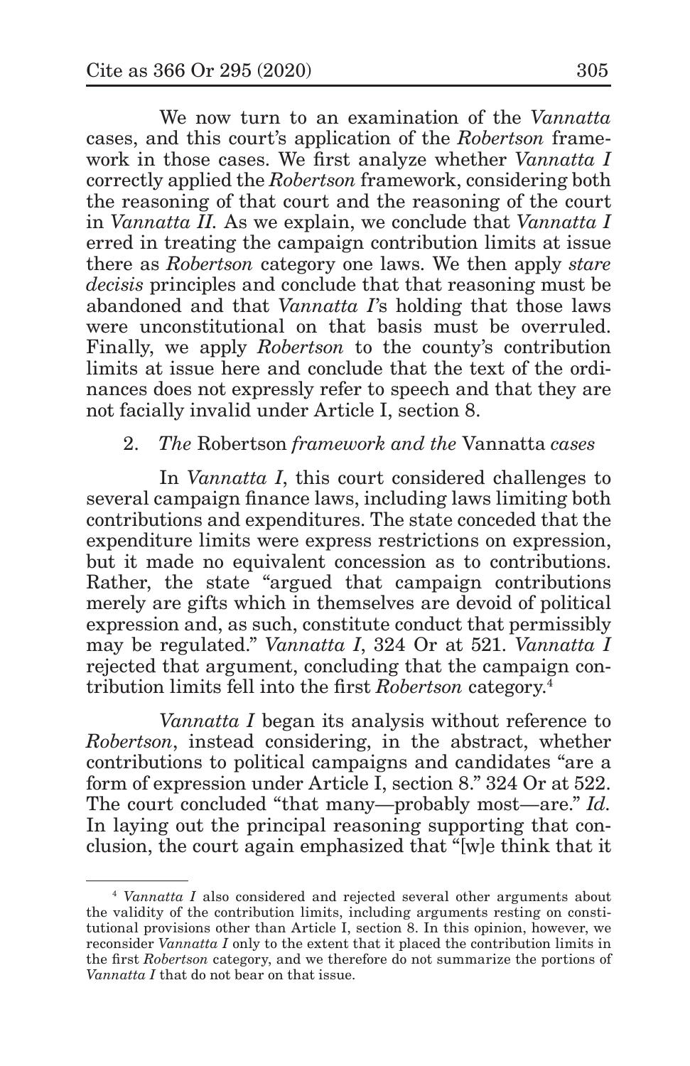We now turn to an examination of the *Vannatta* cases, and this court's application of the *Robertson* framework in those cases. We first analyze whether *Vannatta I* correctly applied the *Robertson* framework, considering both the reasoning of that court and the reasoning of the court in *Vannatta II*. As we explain, we conclude that *Vannatta I* erred in treating the campaign contribution limits at issue there as *Robertson* category one laws. We then apply *stare decisis* principles and conclude that that reasoning must be abandoned and that *Vannatta I*'s holding that those laws were unconstitutional on that basis must be overruled. Finally, we apply *Robertson* to the county's contribution limits at issue here and conclude that the text of the ordinances does not expressly refer to speech and that they are not facially invalid under Article I, section 8.

### 2. *The* Robertson *framework and the* Vannatta *cases*

In *Vannatta I*, this court considered challenges to several campaign finance laws, including laws limiting both contributions and expenditures. The state conceded that the expenditure limits were express restrictions on expression, but it made no equivalent concession as to contributions. Rather, the state "argued that campaign contributions merely are gifts which in themselves are devoid of political expression and, as such, constitute conduct that permissibly may be regulated." *Vannatta I*, 324 Or at 521. *Vannatta I* rejected that argument, concluding that the campaign contribution limits fell into the first *Robertson* category.[4]

*Vannatta I* began its analysis without reference to *Robertson*, instead considering, in the abstract, whether contributions to political campaigns and candidates "are a form of expression under Article I, section 8." 324 Or at 522. The court concluded "that many—probably most—are." *Id.* In laying out the principal reasoning supporting that conclusion, the court again emphasized that "[w]e think that it

---

[4] *Vannatta I* also considered and rejected several other arguments about the validity of the contribution limits, including arguments resting on constitutional provisions other than Article I, section 8. In this opinion, however, we reconsider *Vannatta I* only to the extent that it placed the contribution limits in the first *Robertson* category, and we therefore do not summarize the portions of *Vannatta I* that do not bear on that issue.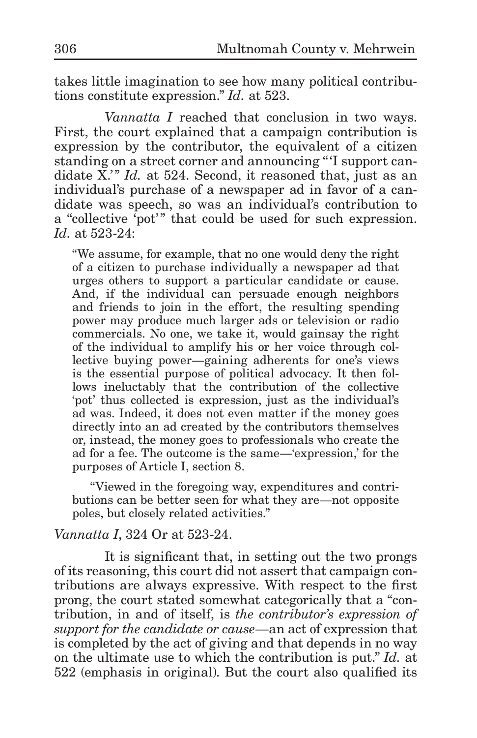takes little imagination to see how many political contributions constitute expression." *Id.* at 523.

*Vannatta I* reached that conclusion in two ways. First, the court explained that a campaign contribution is expression by the contributor, the equivalent of a citizen standing on a street corner and announcing "'I support candidate X.'" *Id.* at 524. Second, it reasoned that, just as an individual's purchase of a newspaper ad in favor of a candidate was speech, so was an individual's contribution to a "collective 'pot'" that could be used for such expression. *Id.* at 523-24:

> "We assume, for example, that no one would deny the right of a citizen to purchase individually a newspaper ad that urges others to support a particular candidate or cause. And, if the individual can persuade enough neighbors and friends to join in the effort, the resulting spending power may produce much larger ads or television or radio commercials. No one, we take it, would gainsay the right of the individual to amplify his or her voice through collective buying power—gaining adherents for one's views is the essential purpose of political advocacy. It then follows ineluctably that the contribution of the collective 'pot' thus collected is expression, just as the individual's ad was. Indeed, it does not even matter if the money goes directly into an ad created by the contributors themselves or, instead, the money goes to professionals who create the ad for a fee. The outcome is the same—'expression,' for the purposes of Article I, section 8.
>
> "Viewed in the foregoing way, expenditures and contributions can be better seen for what they are—not opposite poles, but closely related activities."

*Vannatta I*, 324 Or at 523-24.

It is significant that, in setting out the two prongs of its reasoning, this court did not assert that campaign contributions are always expressive. With respect to the first prong, the court stated somewhat categorically that a "contribution, in and of itself, is *the contributor's expression of support for the candidate or cause*—an act of expression that is completed by the act of giving and that depends in no way on the ultimate use to which the contribution is put." *Id.* at 522 (emphasis in original). But the court also qualified its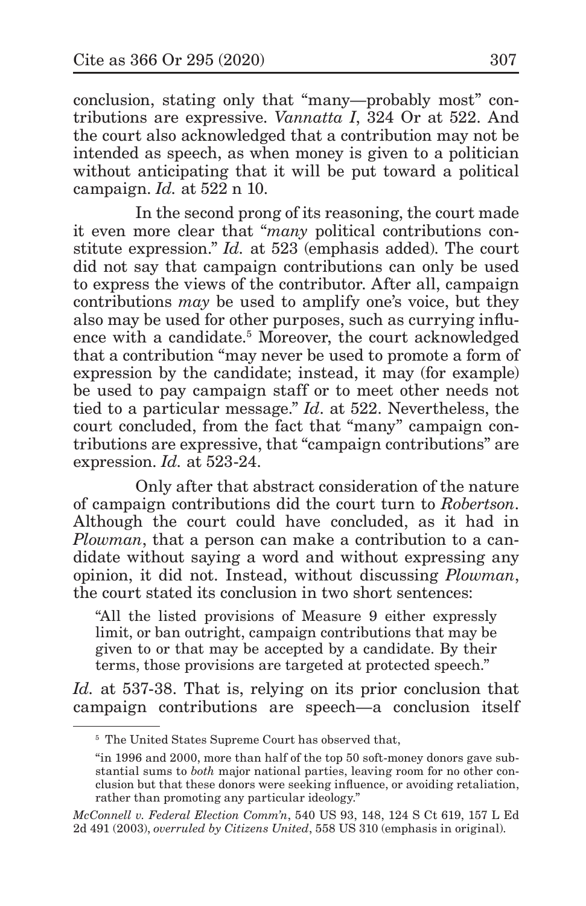conclusion, stating only that "many—probably most" contributions are expressive. *Vannatta I*, 324 Or at 522. And the court also acknowledged that a contribution may not be intended as speech, as when money is given to a politician without anticipating that it will be put toward a political campaign. *Id.* at 522 n 10.

In the second prong of its reasoning, the court made it even more clear that "*many* political contributions constitute expression." *Id.* at 523 (emphasis added). The court did not say that campaign contributions can only be used to express the views of the contributor. After all, campaign contributions *may* be used to amplify one's voice, but they also may be used for other purposes, such as currying influence with a candidate.[5] Moreover, the court acknowledged that a contribution "may never be used to promote a form of expression by the candidate; instead, it may (for example) be used to pay campaign staff or to meet other needs not tied to a particular message." *Id*. at 522. Nevertheless, the court concluded, from the fact that "many" campaign contributions are expressive, that "campaign contributions" are expression. *Id.* at 523-24.

Only after that abstract consideration of the nature of campaign contributions did the court turn to *Robertson*. Although the court could have concluded, as it had in *Plowman*, that a person can make a contribution to a candidate without saying a word and without expressing any opinion, it did not. Instead, without discussing *Plowman*, the court stated its conclusion in two short sentences:

> "All the listed provisions of Measure 9 either expressly limit, or ban outright, campaign contributions that may be given to or that may be accepted by a candidate. By their terms, those provisions are targeted at protected speech."

*Id.* at 537-38. That is, relying on its prior conclusion that campaign contributions are speech—a conclusion itself

---

[5] The United States Supreme Court has observed that,

> "in 1996 and 2000, more than half of the top 50 soft-money donors gave substantial sums to *both* major national parties, leaving room for no other conclusion but that these donors were seeking influence, or avoiding retaliation, rather than promoting any particular ideology."

*McConnell v. Federal Election Comm'n*, 540 US 93, 148, 124 S Ct 619, 157 L Ed 2d 491 (2003), *overruled by Citizens United*, 558 US 310 (emphasis in original).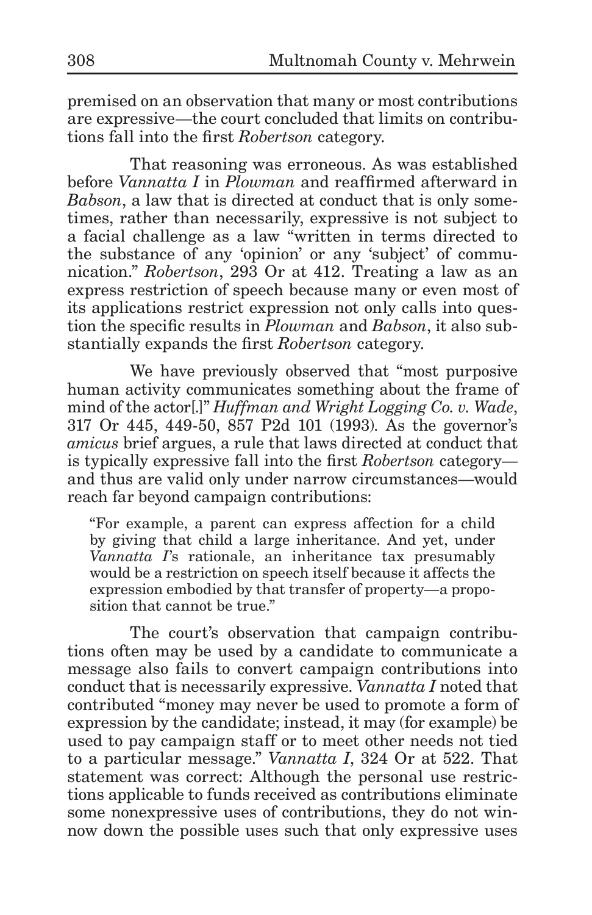premised on an observation that many or most contributions are expressive—the court concluded that limits on contributions fall into the first *Robertson* category.

That reasoning was erroneous. As was established before *Vannatta I* in *Plowman* and reaffirmed afterward in *Babson*, a law that is directed at conduct that is only sometimes, rather than necessarily, expressive is not subject to a facial challenge as a law "written in terms directed to the substance of any 'opinion' or any 'subject' of communication." *Robertson*, 293 Or at 412. Treating a law as an express restriction of speech because many or even most of its applications restrict expression not only calls into question the specific results in *Plowman* and *Babson*, it also substantially expands the first *Robertson* category.

We have previously observed that "most purposive human activity communicates something about the frame of mind of the actor[.]" *Huffman and Wright Logging Co. v. Wade*, 317 Or 445, 449-50, 857 P2d 101 (1993). As the governor's *amicus* brief argues, a rule that laws directed at conduct that is typically expressive fall into the first *Robertson* category—and thus are valid only under narrow circumstances—would reach far beyond campaign contributions:

> "For example, a parent can express affection for a child by giving that child a large inheritance. And yet, under *Vannatta I*'s rationale, an inheritance tax presumably would be a restriction on speech itself because it affects the expression embodied by that transfer of property—a proposition that cannot be true."

The court's observation that campaign contributions often may be used by a candidate to communicate a message also fails to convert campaign contributions into conduct that is necessarily expressive. *Vannatta I* noted that contributed "money may never be used to promote a form of expression by the candidate; instead, it may (for example) be used to pay campaign staff or to meet other needs not tied to a particular message." *Vannatta I*, 324 Or at 522. That statement was correct: Although the personal use restrictions applicable to funds received as contributions eliminate some nonexpressive uses of contributions, they do not winnow down the possible uses such that only expressive uses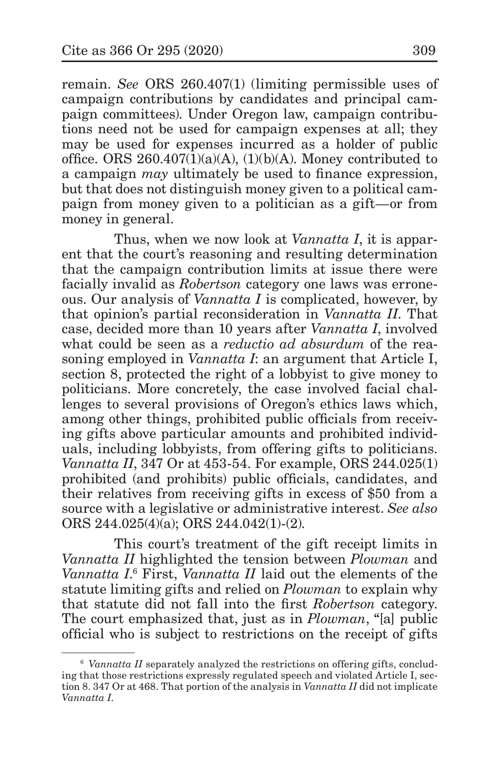remain. *See* ORS 260.407(1) (limiting permissible uses of campaign contributions by candidates and principal campaign committees). Under Oregon law, campaign contributions need not be used for campaign expenses at all; they may be used for expenses incurred as a holder of public office. ORS 260.407(1)(a)(A), (1)(b)(A). Money contributed to a campaign *may* ultimately be used to finance expression, but that does not distinguish money given to a political campaign from money given to a politician as a gift—or from money in general.

Thus, when we now look at *Vannatta I*, it is apparent that the court's reasoning and resulting determination that the campaign contribution limits at issue there were facially invalid as *Robertson* category one laws was erroneous. Our analysis of *Vannatta I* is complicated, however, by that opinion's partial reconsideration in *Vannatta II*. That case, decided more than 10 years after *Vannatta I*, involved what could be seen as a *reductio ad absurdum* of the reasoning employed in *Vannatta I*: an argument that Article I, section 8, protected the right of a lobbyist to give money to politicians. More concretely, the case involved facial challenges to several provisions of Oregon's ethics laws which, among other things, prohibited public officials from receiving gifts above particular amounts and prohibited individuals, including lobbyists, from offering gifts to politicians. *Vannatta II*, 347 Or at 453-54. For example, ORS 244.025(1) prohibited (and prohibits) public officials, candidates, and their relatives from receiving gifts in excess of $50 from a source with a legislative or administrative interest. *See also* ORS 244.025(4)(a); ORS 244.042(1)-(2).

This court's treatment of the gift receipt limits in *Vannatta II* highlighted the tension between *Plowman* and *Vannatta I*.[6] First, *Vannatta II* laid out the elements of the statute limiting gifts and relied on *Plowman* to explain why that statute did not fall into the first *Robertson* category. The court emphasized that, just as in *Plowman*, "[a] public official who is subject to restrictions on the receipt of gifts

---

[6] *Vannatta II* separately analyzed the restrictions on offering gifts, concluding that those restrictions expressly regulated speech and violated Article I, section 8. 347 Or at 468. That portion of the analysis in *Vannatta II* did not implicate *Vannatta I*.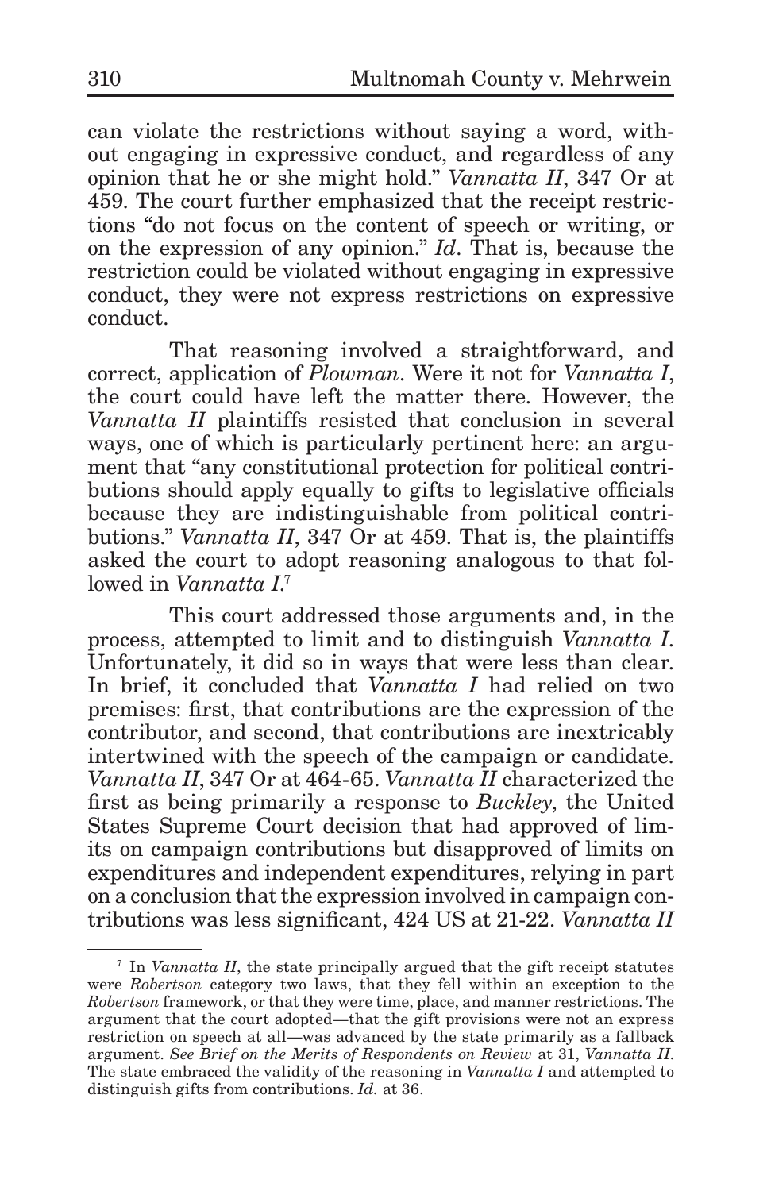can violate the restrictions without saying a word, without engaging in expressive conduct, and regardless of any opinion that he or she might hold." *Vannatta II*, 347 Or at 459. The court further emphasized that the receipt restrictions "do not focus on the content of speech or writing, or on the expression of any opinion." *Id*. That is, because the restriction could be violated without engaging in expressive conduct, they were not express restrictions on expressive conduct.

That reasoning involved a straightforward, and correct, application of *Plowman*. Were it not for *Vannatta I*, the court could have left the matter there. However, the *Vannatta II* plaintiffs resisted that conclusion in several ways, one of which is particularly pertinent here: an argument that "any constitutional protection for political contributions should apply equally to gifts to legislative officials because they are indistinguishable from political contributions." *Vannatta II*, 347 Or at 459. That is, the plaintiffs asked the court to adopt reasoning analogous to that followed in *Vannatta I*.[7]

This court addressed those arguments and, in the process, attempted to limit and to distinguish *Vannatta I*. Unfortunately, it did so in ways that were less than clear. In brief, it concluded that *Vannatta I* had relied on two premises: first, that contributions are the expression of the contributor, and second, that contributions are inextricably intertwined with the speech of the campaign or candidate. *Vannatta II*, 347 Or at 464-65. *Vannatta II* characterized the first as being primarily a response to *Buckley*, the United States Supreme Court decision that had approved of limits on campaign contributions but disapproved of limits on expenditures and independent expenditures, relying in part on a conclusion that the expression involved in campaign contributions was less significant, 424 US at 21-22. *Vannatta II*

[7] In *Vannatta II*, the state principally argued that the gift receipt statutes were *Robertson* category two laws, that they fell within an exception to the *Robertson* framework, or that they were time, place, and manner restrictions. The argument that the court adopted—that the gift provisions were not an express restriction on speech at all—was advanced by the state primarily as a fallback argument. *See Brief on the Merits of Respondents on Review* at 31, *Vannatta II*. The state embraced the validity of the reasoning in *Vannatta I* and attempted to distinguish gifts from contributions. *Id.* at 36.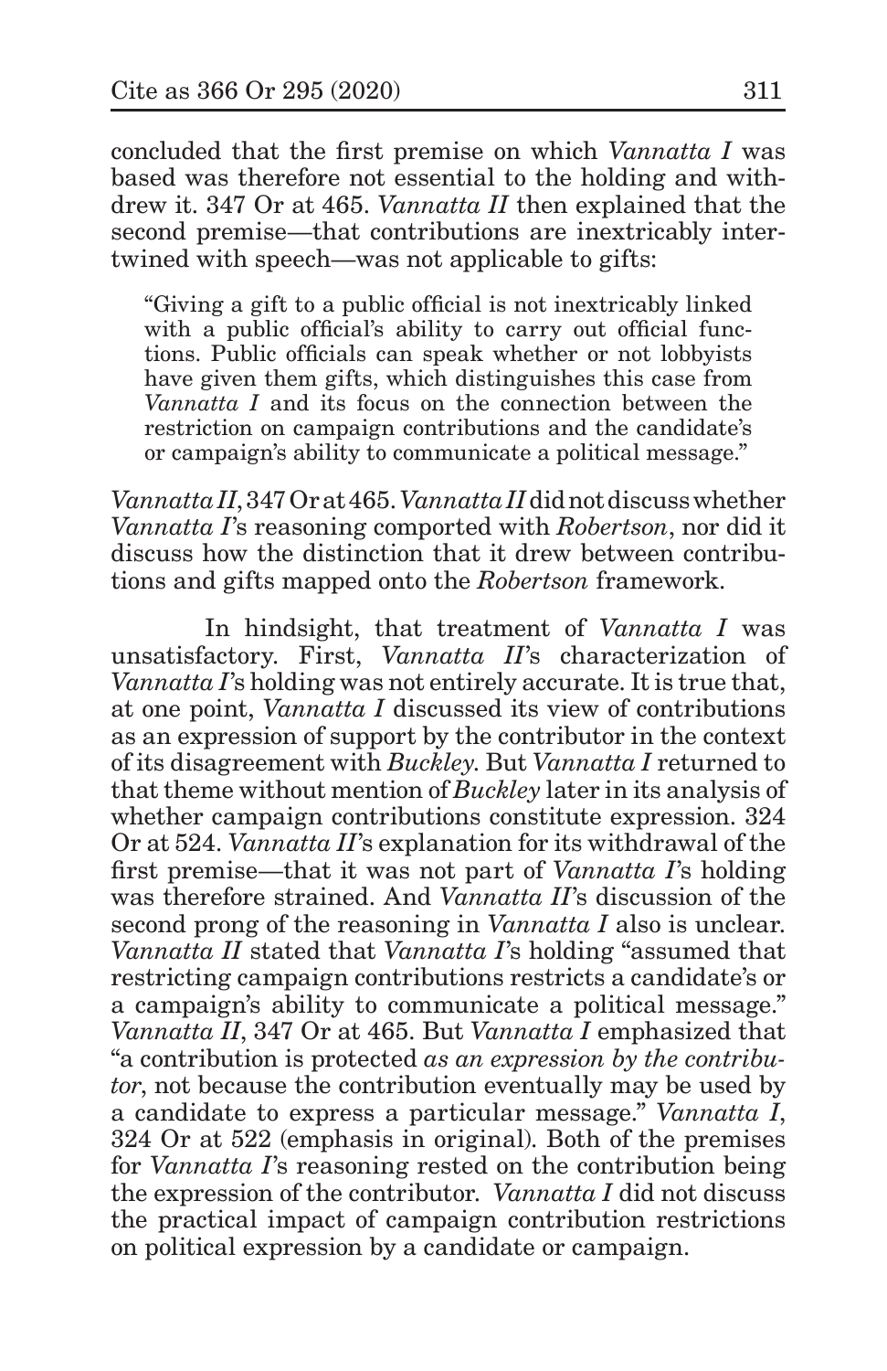concluded that the first premise on which *Vannatta I* was based was therefore not essential to the holding and withdrew it. 347 Or at 465. *Vannatta II* then explained that the second premise—that contributions are inextricably intertwined with speech—was not applicable to gifts:

> "Giving a gift to a public official is not inextricably linked with a public official's ability to carry out official functions. Public officials can speak whether or not lobbyists have given them gifts, which distinguishes this case from *Vannatta I* and its focus on the connection between the restriction on campaign contributions and the candidate's or campaign's ability to communicate a political message."

*Vannatta II*, 347 Or at 465. *Vannatta II* did not discuss whether *Vannatta I*'s reasoning comported with *Robertson*, nor did it discuss how the distinction that it drew between contributions and gifts mapped onto the *Robertson* framework.

In hindsight, that treatment of *Vannatta I* was unsatisfactory. First, *Vannatta II*'s characterization of *Vannatta I*'s holding was not entirely accurate. It is true that, at one point, *Vannatta I* discussed its view of contributions as an expression of support by the contributor in the context of its disagreement with *Buckley*. But *Vannatta I* returned to that theme without mention of *Buckley* later in its analysis of whether campaign contributions constitute expression. 324 Or at 524. *Vannatta II*'s explanation for its withdrawal of the first premise—that it was not part of *Vannatta I*'s holding was therefore strained. And *Vannatta II*'s discussion of the second prong of the reasoning in *Vannatta I* also is unclear. *Vannatta II* stated that *Vannatta I*'s holding "assumed that restricting campaign contributions restricts a candidate's or a campaign's ability to communicate a political message." *Vannatta II*, 347 Or at 465. But *Vannatta I* emphasized that "a contribution is protected *as an expression by the contributor*, not because the contribution eventually may be used by a candidate to express a particular message." *Vannatta I*, 324 Or at 522 (emphasis in original). Both of the premises for *Vannatta I*'s reasoning rested on the contribution being the expression of the contributor. *Vannatta I* did not discuss the practical impact of campaign contribution restrictions on political expression by a candidate or campaign.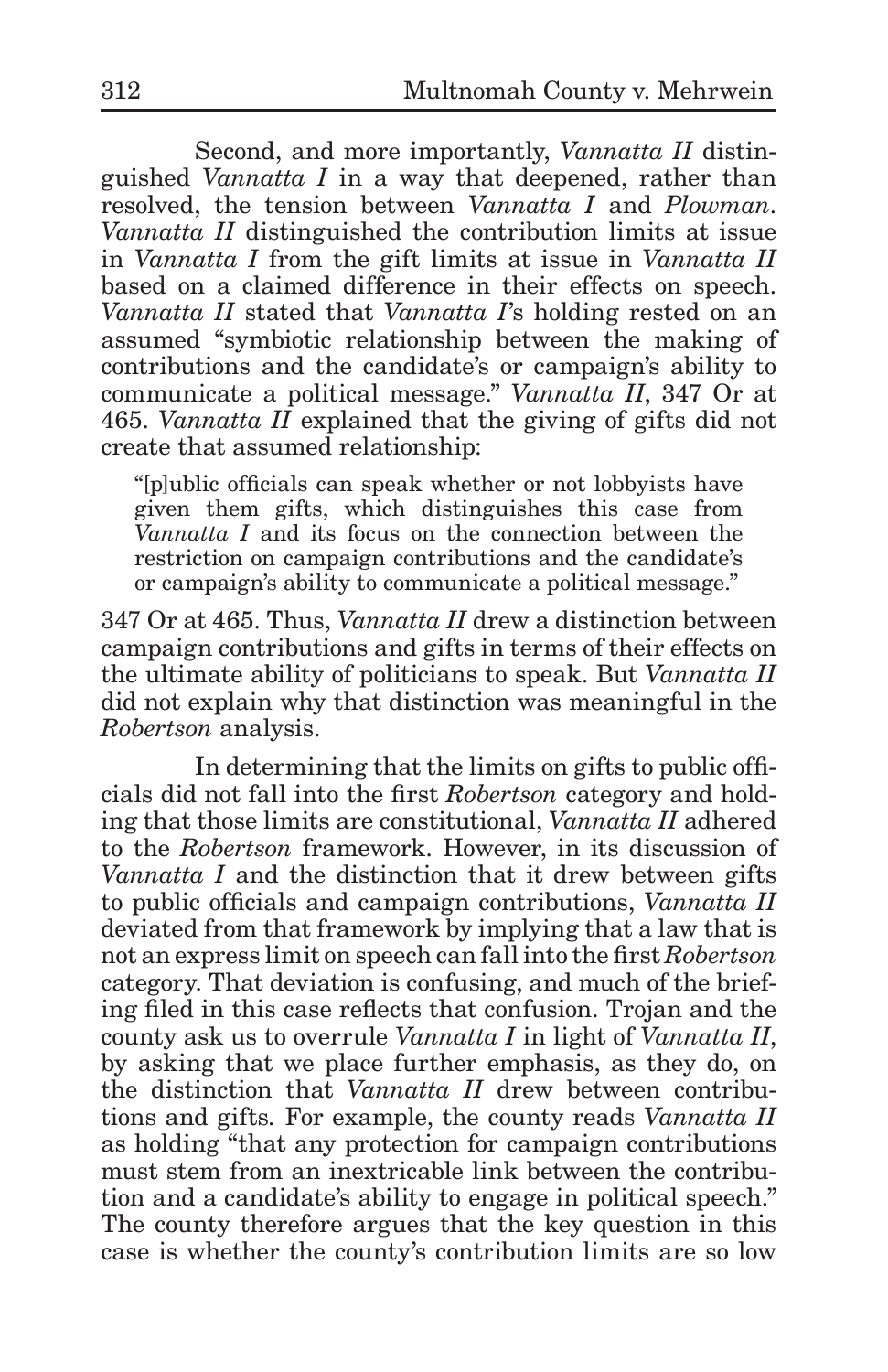Second, and more importantly, *Vannatta II* distinguished *Vannatta I* in a way that deepened, rather than resolved, the tension between *Vannatta I* and *Plowman*. *Vannatta II* distinguished the contribution limits at issue in *Vannatta I* from the gift limits at issue in *Vannatta II* based on a claimed difference in their effects on speech. *Vannatta II* stated that *Vannatta I*'s holding rested on an assumed "symbiotic relationship between the making of contributions and the candidate's or campaign's ability to communicate a political message." *Vannatta II*, 347 Or at 465. *Vannatta II* explained that the giving of gifts did not create that assumed relationship:

> "[p]ublic officials can speak whether or not lobbyists have given them gifts, which distinguishes this case from *Vannatta I* and its focus on the connection between the restriction on campaign contributions and the candidate's or campaign's ability to communicate a political message."

347 Or at 465. Thus, *Vannatta II* drew a distinction between campaign contributions and gifts in terms of their effects on the ultimate ability of politicians to speak. But *Vannatta II* did not explain why that distinction was meaningful in the *Robertson* analysis.

In determining that the limits on gifts to public officials did not fall into the first *Robertson* category and holding that those limits are constitutional, *Vannatta II* adhered to the *Robertson* framework. However, in its discussion of *Vannatta I* and the distinction that it drew between gifts to public officials and campaign contributions, *Vannatta II* deviated from that framework by implying that a law that is not an express limit on speech can fall into the first *Robertson* category. That deviation is confusing, and much of the briefing filed in this case reflects that confusion. Trojan and the county ask us to overrule *Vannatta I* in light of *Vannatta II*, by asking that we place further emphasis, as they do, on the distinction that *Vannatta II* drew between contributions and gifts. For example, the county reads *Vannatta II* as holding "that any protection for campaign contributions must stem from an inextricable link between the contribution and a candidate's ability to engage in political speech." The county therefore argues that the key question in this case is whether the county's contribution limits are so low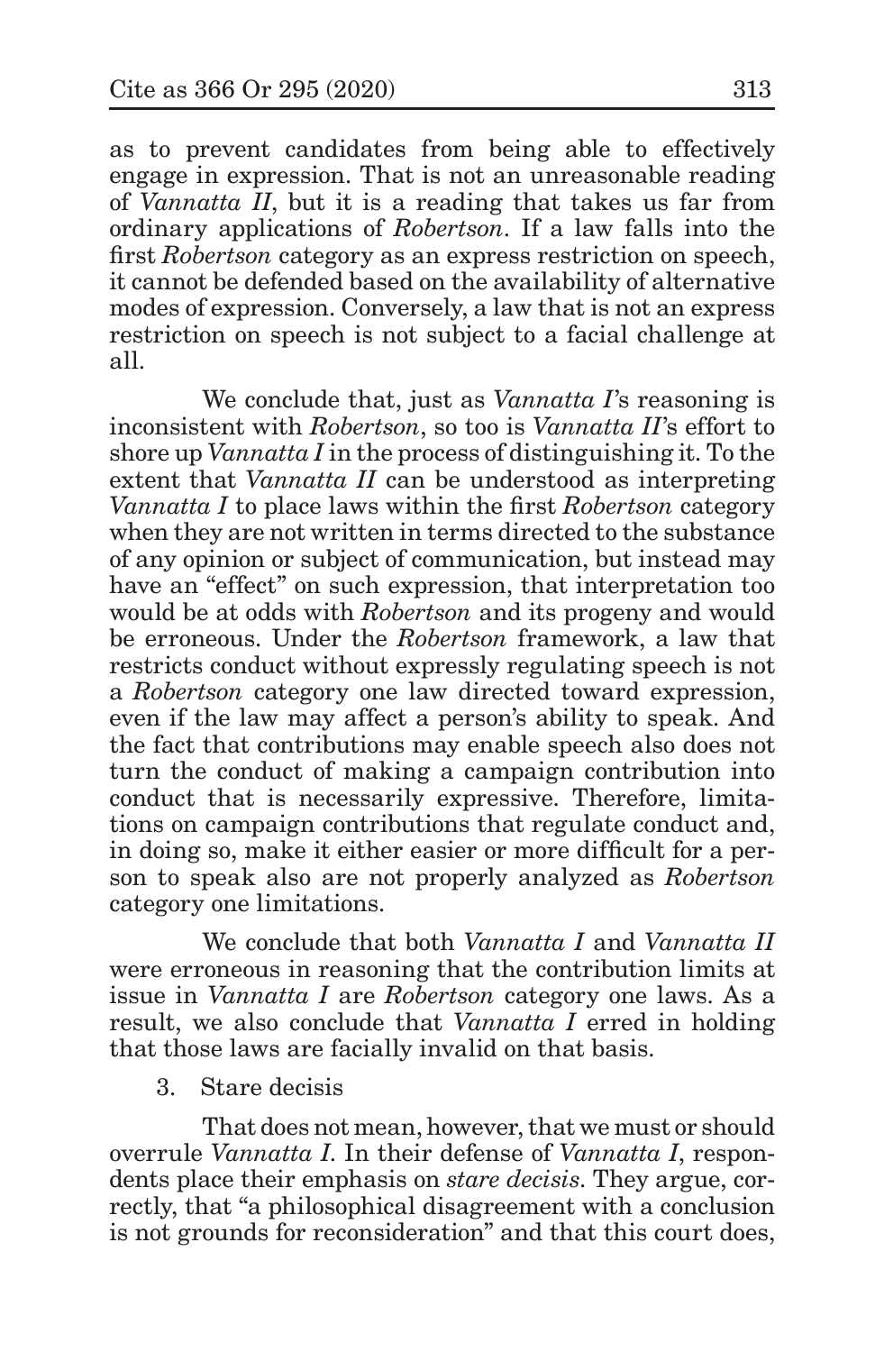as to prevent candidates from being able to effectively engage in expression. That is not an unreasonable reading of *Vannatta II*, but it is a reading that takes us far from ordinary applications of *Robertson*. If a law falls into the first *Robertson* category as an express restriction on speech, it cannot be defended based on the availability of alternative modes of expression. Conversely, a law that is not an express restriction on speech is not subject to a facial challenge at all.

We conclude that, just as *Vannatta I*'s reasoning is inconsistent with *Robertson*, so too is *Vannatta II*'s effort to shore up *Vannatta I* in the process of distinguishing it. To the extent that *Vannatta II* can be understood as interpreting *Vannatta I* to place laws within the first *Robertson* category when they are not written in terms directed to the substance of any opinion or subject of communication, but instead may have an "effect" on such expression, that interpretation too would be at odds with *Robertson* and its progeny and would be erroneous. Under the *Robertson* framework, a law that restricts conduct without expressly regulating speech is not a *Robertson* category one law directed toward expression, even if the law may affect a person's ability to speak. And the fact that contributions may enable speech also does not turn the conduct of making a campaign contribution into conduct that is necessarily expressive. Therefore, limitations on campaign contributions that regulate conduct and, in doing so, make it either easier or more difficult for a person to speak also are not properly analyzed as *Robertson* category one limitations.

We conclude that both *Vannatta I* and *Vannatta II* were erroneous in reasoning that the contribution limits at issue in *Vannatta I* are *Robertson* category one laws. As a result, we also conclude that *Vannatta I* erred in holding that those laws are facially invalid on that basis.

3. Stare decisis

That does not mean, however, that we must or should overrule *Vannatta I*. In their defense of *Vannatta I*, respondents place their emphasis on *stare decisis*. They argue, correctly, that "a philosophical disagreement with a conclusion is not grounds for reconsideration" and that this court does,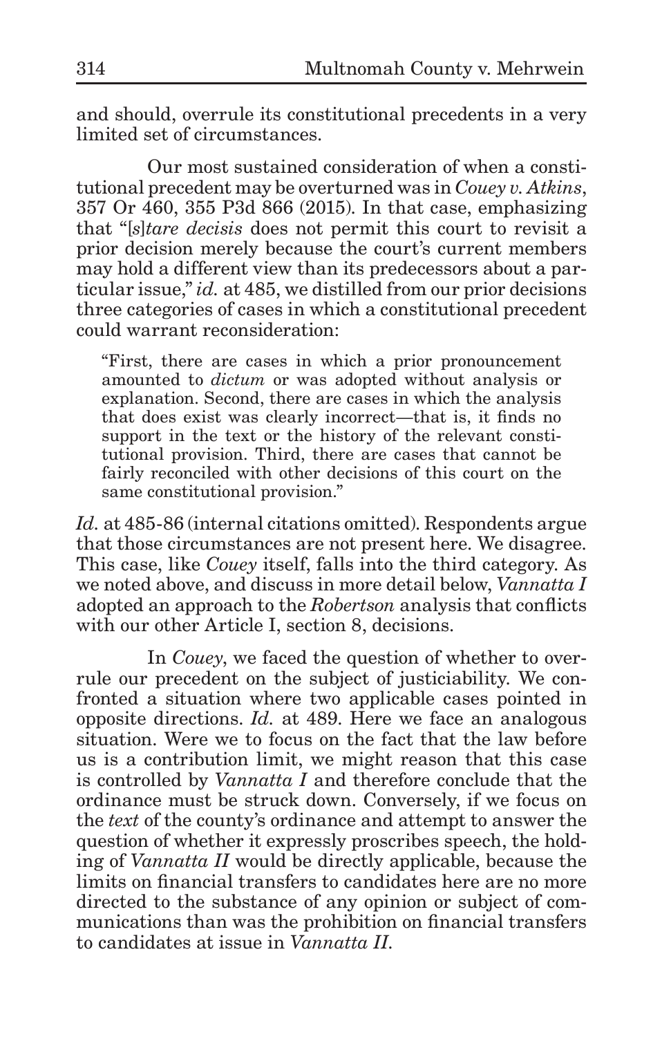and should, overrule its constitutional precedents in a very limited set of circumstances.

Our most sustained consideration of when a constitutional precedent may be overturned was in *Couey v. Atkins*, 357 Or 460, 355 P3d 866 (2015). In that case, emphasizing that "[*s*]*tare decisis* does not permit this court to revisit a prior decision merely because the court's current members may hold a different view than its predecessors about a particular issue," *id.* at 485, we distilled from our prior decisions three categories of cases in which a constitutional precedent could warrant reconsideration:

> "First, there are cases in which a prior pronouncement amounted to *dictum* or was adopted without analysis or explanation. Second, there are cases in which the analysis that does exist was clearly incorrect—that is, it finds no support in the text or the history of the relevant constitutional provision. Third, there are cases that cannot be fairly reconciled with other decisions of this court on the same constitutional provision."

*Id.* at 485-86 (internal citations omitted). Respondents argue that those circumstances are not present here. We disagree. This case, like *Couey* itself, falls into the third category. As we noted above, and discuss in more detail below, *Vannatta I* adopted an approach to the *Robertson* analysis that conflicts with our other Article I, section 8, decisions.

In *Couey*, we faced the question of whether to overrule our precedent on the subject of justiciability. We confronted a situation where two applicable cases pointed in opposite directions. *Id.* at 489. Here we face an analogous situation. Were we to focus on the fact that the law before us is a contribution limit, we might reason that this case is controlled by *Vannatta I* and therefore conclude that the ordinance must be struck down. Conversely, if we focus on the *text* of the county's ordinance and attempt to answer the question of whether it expressly proscribes speech, the holding of *Vannatta II* would be directly applicable, because the limits on financial transfers to candidates here are no more directed to the substance of any opinion or subject of communications than was the prohibition on financial transfers to candidates at issue in *Vannatta II*.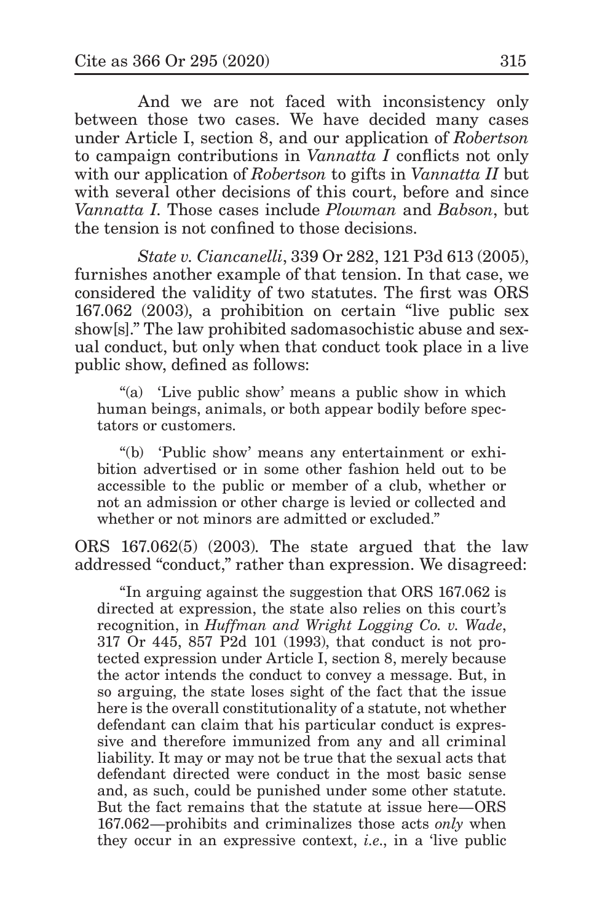And we are not faced with inconsistency only between those two cases. We have decided many cases under Article I, section 8, and our application of *Robertson* to campaign contributions in *Vannatta I* conflicts not only with our application of *Robertson* to gifts in *Vannatta II* but with several other decisions of this court, before and since *Vannatta I*. Those cases include *Plowman* and *Babson*, but the tension is not confined to those decisions.

*State v. Ciancanelli*, 339 Or 282, 121 P3d 613 (2005), furnishes another example of that tension. In that case, we considered the validity of two statutes. The first was ORS 167.062 (2003), a prohibition on certain "live public sex show[s]." The law prohibited sadomasochistic abuse and sexual conduct, but only when that conduct took place in a live public show, defined as follows:

> "(a) 'Live public show' means a public show in which human beings, animals, or both appear bodily before spectators or customers.
>
> "(b) 'Public show' means any entertainment or exhibition advertised or in some other fashion held out to be accessible to the public or member of a club, whether or not an admission or other charge is levied or collected and whether or not minors are admitted or excluded."

ORS 167.062(5) (2003). The state argued that the law addressed "conduct," rather than expression. We disagreed:

> "In arguing against the suggestion that ORS 167.062 is directed at expression, the state also relies on this court's recognition, in *Huffman and Wright Logging Co. v. Wade*, 317 Or 445, 857 P2d 101 (1993), that conduct is not protected expression under Article I, section 8, merely because the actor intends the conduct to convey a message. But, in so arguing, the state loses sight of the fact that the issue here is the overall constitutionality of a statute, not whether defendant can claim that his particular conduct is expressive and therefore immunized from any and all criminal liability. It may or may not be true that the sexual acts that defendant directed were conduct in the most basic sense and, as such, could be punished under some other statute. But the fact remains that the statute at issue here—ORS 167.062—prohibits and criminalizes those acts *only* when they occur in an expressive context, *i.e.*, in a 'live public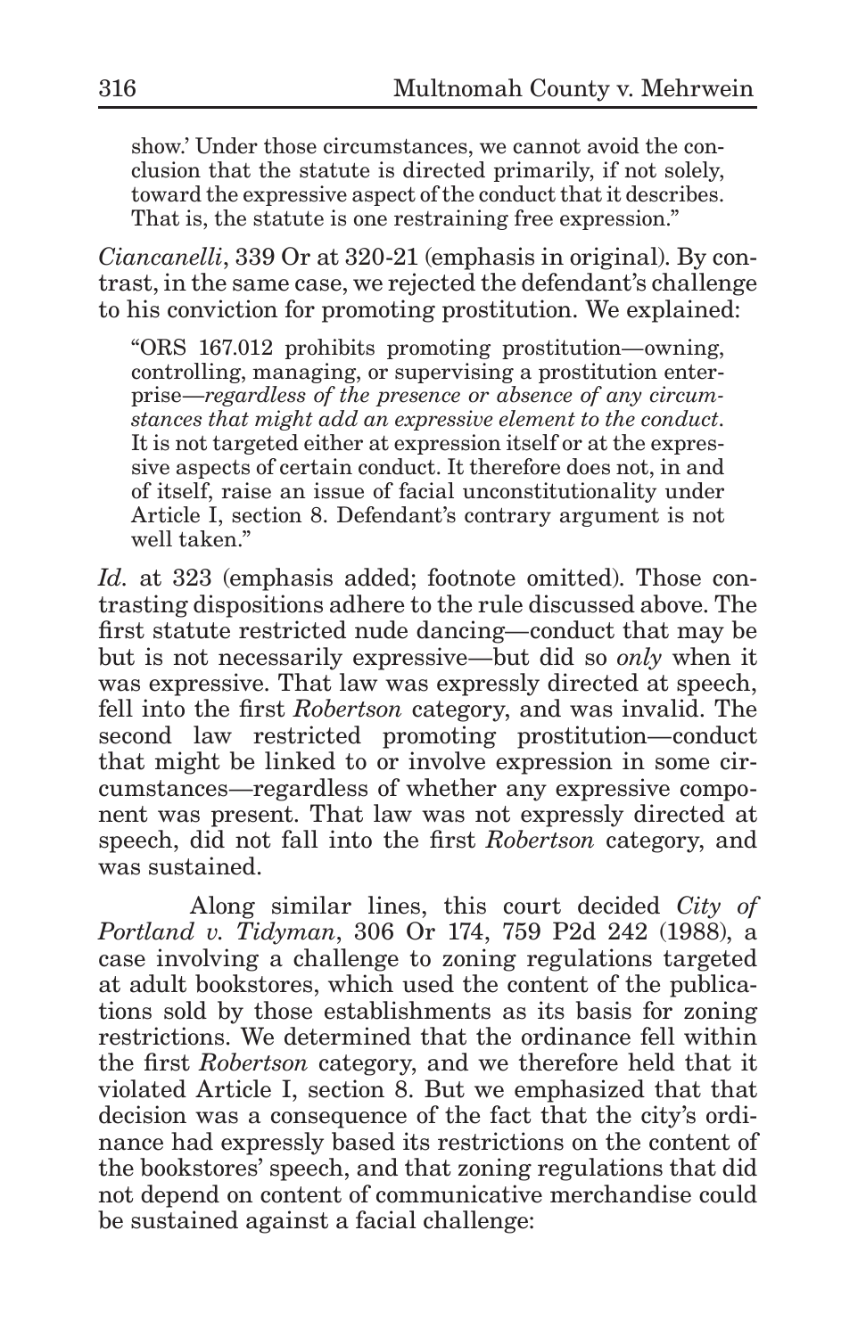> show.' Under those circumstances, we cannot avoid the conclusion that the statute is directed primarily, if not solely, toward the expressive aspect of the conduct that it describes. That is, the statute is one restraining free expression."

*Ciancanelli*, 339 Or at 320-21 (emphasis in original). By contrast, in the same case, we rejected the defendant's challenge to his conviction for promoting prostitution. We explained:

> "ORS 167.012 prohibits promoting prostitution—owning, controlling, managing, or supervising a prostitution enterprise—*regardless of the presence or absence of any circumstances that might add an expressive element to the conduct*. It is not targeted either at expression itself or at the expressive aspects of certain conduct. It therefore does not, in and of itself, raise an issue of facial unconstitutionality under Article I, section 8. Defendant's contrary argument is not well taken."

*Id.* at 323 (emphasis added; footnote omitted). Those contrasting dispositions adhere to the rule discussed above. The first statute restricted nude dancing—conduct that may be but is not necessarily expressive—but did so *only* when it was expressive. That law was expressly directed at speech, fell into the first *Robertson* category, and was invalid. The second law restricted promoting prostitution—conduct that might be linked to or involve expression in some circumstances—regardless of whether any expressive component was present. That law was not expressly directed at speech, did not fall into the first *Robertson* category, and was sustained.

Along similar lines, this court decided *City of Portland v. Tidyman*, 306 Or 174, 759 P2d 242 (1988), a case involving a challenge to zoning regulations targeted at adult bookstores, which used the content of the publications sold by those establishments as its basis for zoning restrictions. We determined that the ordinance fell within the first *Robertson* category, and we therefore held that it violated Article I, section 8. But we emphasized that that decision was a consequence of the fact that the city's ordinance had expressly based its restrictions on the content of the bookstores' speech, and that zoning regulations that did not depend on content of communicative merchandise could be sustained against a facial challenge: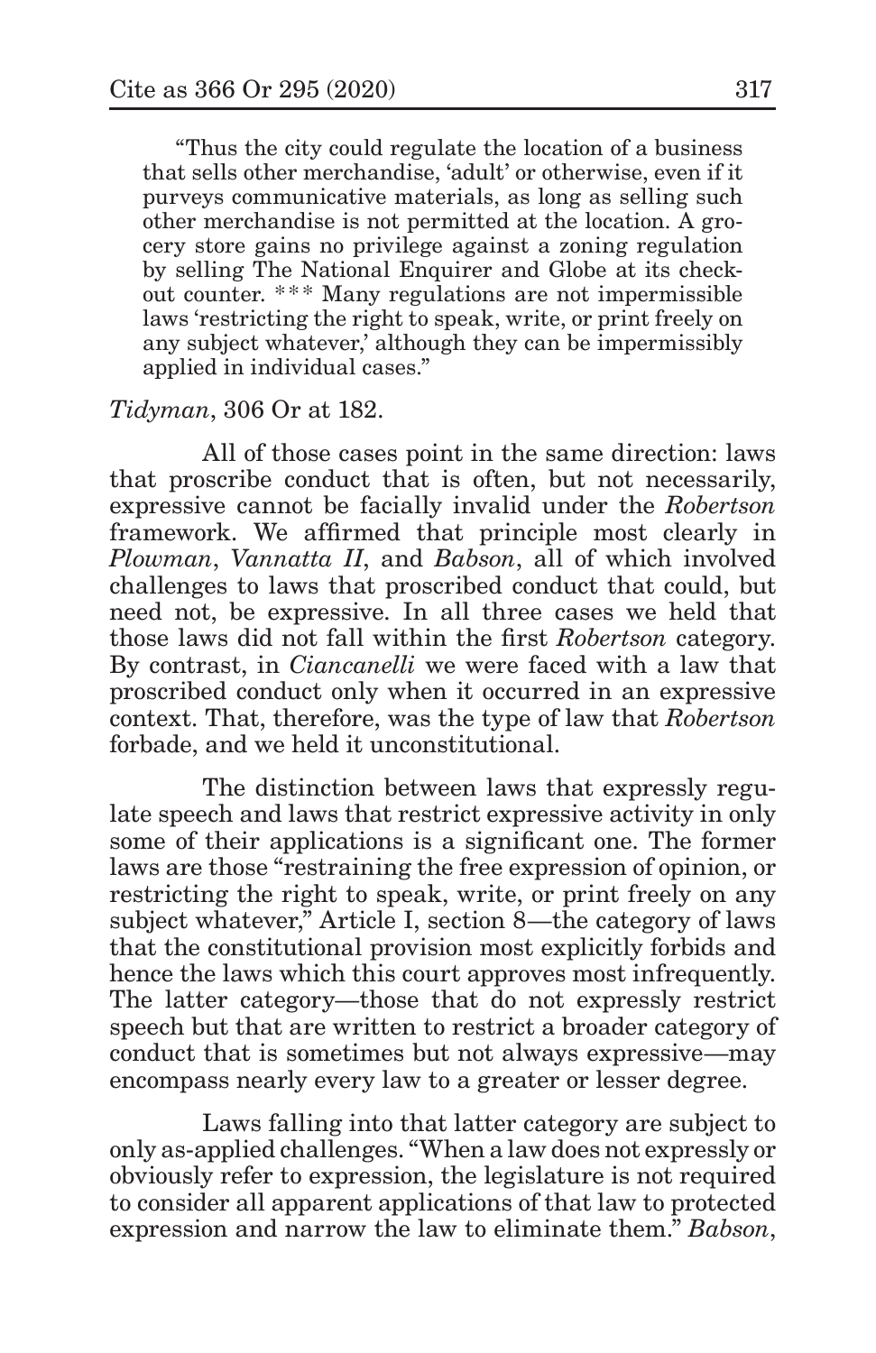"Thus the city could regulate the location of a business that sells other merchandise, 'adult' or otherwise, even if it purveys communicative materials, as long as selling such other merchandise is not permitted at the location. A grocery store gains no privilege against a zoning regulation by selling The National Enquirer and Globe at its checkout counter. *** Many regulations are not impermissible laws 'restricting the right to speak, write, or print freely on any subject whatever,' although they can be impermissibly applied in individual cases."

*Tidyman*, 306 Or at 182.

All of those cases point in the same direction: laws that proscribe conduct that is often, but not necessarily, expressive cannot be facially invalid under the *Robertson* framework. We affirmed that principle most clearly in *Plowman*, *Vannatta II*, and *Babson*, all of which involved challenges to laws that proscribed conduct that could, but need not, be expressive. In all three cases we held that those laws did not fall within the first *Robertson* category. By contrast, in *Ciancanelli* we were faced with a law that proscribed conduct only when it occurred in an expressive context. That, therefore, was the type of law that *Robertson* forbade, and we held it unconstitutional.

The distinction between laws that expressly regulate speech and laws that restrict expressive activity in only some of their applications is a significant one. The former laws are those "restraining the free expression of opinion, or restricting the right to speak, write, or print freely on any subject whatever," Article I, section 8—the category of laws that the constitutional provision most explicitly forbids and hence the laws which this court approves most infrequently. The latter category—those that do not expressly restrict speech but that are written to restrict a broader category of conduct that is sometimes but not always expressive—may encompass nearly every law to a greater or lesser degree.

Laws falling into that latter category are subject to only as-applied challenges. "When a law does not expressly or obviously refer to expression, the legislature is not required to consider all apparent applications of that law to protected expression and narrow the law to eliminate them." *Babson*,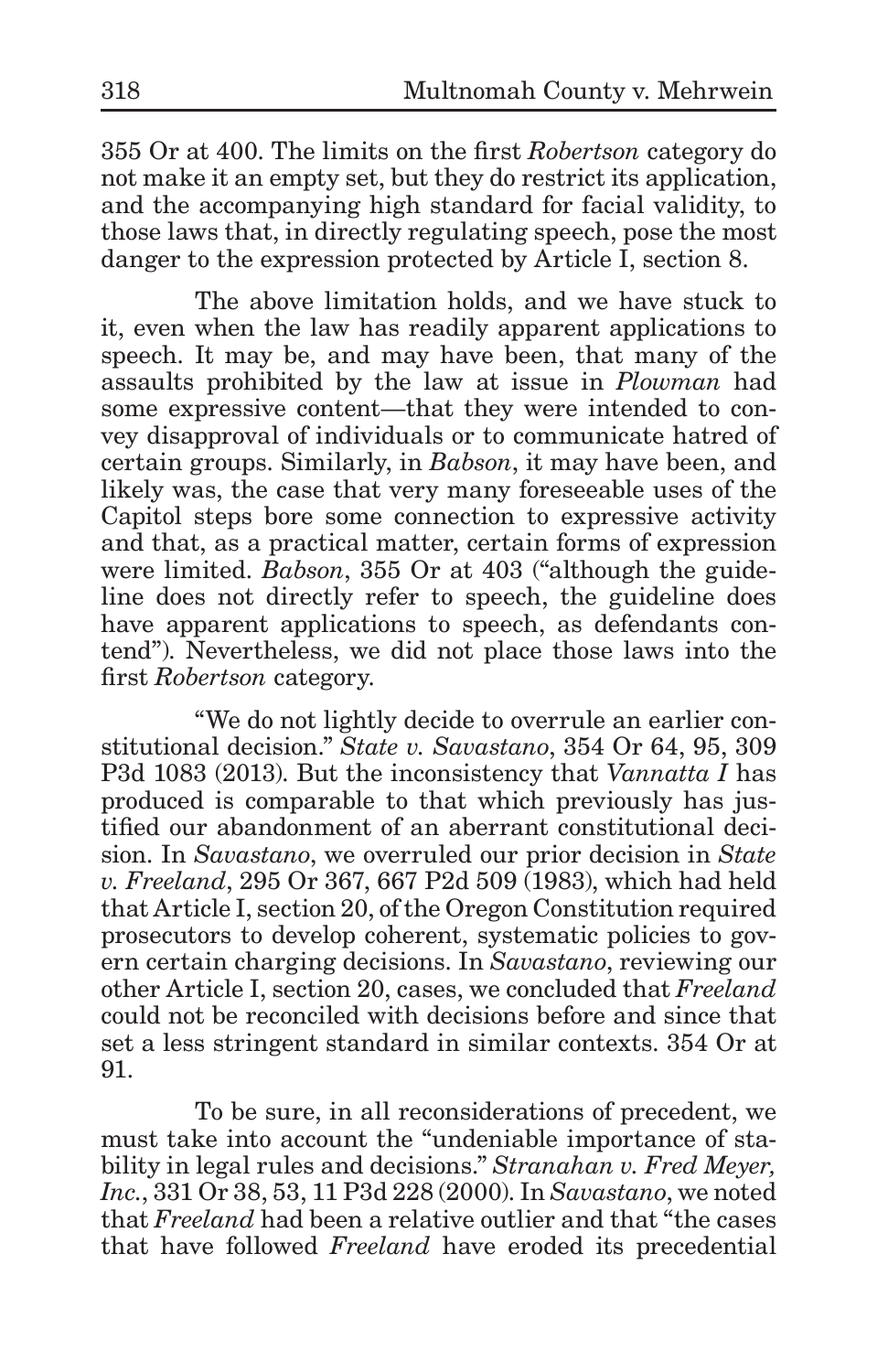355 Or at 400. The limits on the first *Robertson* category do not make it an empty set, but they do restrict its application, and the accompanying high standard for facial validity, to those laws that, in directly regulating speech, pose the most danger to the expression protected by Article I, section 8.

The above limitation holds, and we have stuck to it, even when the law has readily apparent applications to speech. It may be, and may have been, that many of the assaults prohibited by the law at issue in *Plowman* had some expressive content—that they were intended to convey disapproval of individuals or to communicate hatred of certain groups. Similarly, in *Babson*, it may have been, and likely was, the case that very many foreseeable uses of the Capitol steps bore some connection to expressive activity and that, as a practical matter, certain forms of expression were limited. *Babson*, 355 Or at 403 ("although the guideline does not directly refer to speech, the guideline does have apparent applications to speech, as defendants contend"). Nevertheless, we did not place those laws into the first *Robertson* category.

"We do not lightly decide to overrule an earlier constitutional decision." *State v. Savastano*, 354 Or 64, 95, 309 P3d 1083 (2013). But the inconsistency that *Vannatta I* has produced is comparable to that which previously has justified our abandonment of an aberrant constitutional decision. In *Savastano*, we overruled our prior decision in *State v. Freeland*, 295 Or 367, 667 P2d 509 (1983), which had held that Article I, section 20, of the Oregon Constitution required prosecutors to develop coherent, systematic policies to govern certain charging decisions. In *Savastano*, reviewing our other Article I, section 20, cases, we concluded that *Freeland* could not be reconciled with decisions before and since that set a less stringent standard in similar contexts. 354 Or at 91.

To be sure, in all reconsiderations of precedent, we must take into account the "undeniable importance of stability in legal rules and decisions." *Stranahan v. Fred Meyer, Inc.*, 331 Or 38, 53, 11 P3d 228 (2000). In *Savastano*, we noted that *Freeland* had been a relative outlier and that "the cases that have followed *Freeland* have eroded its precedential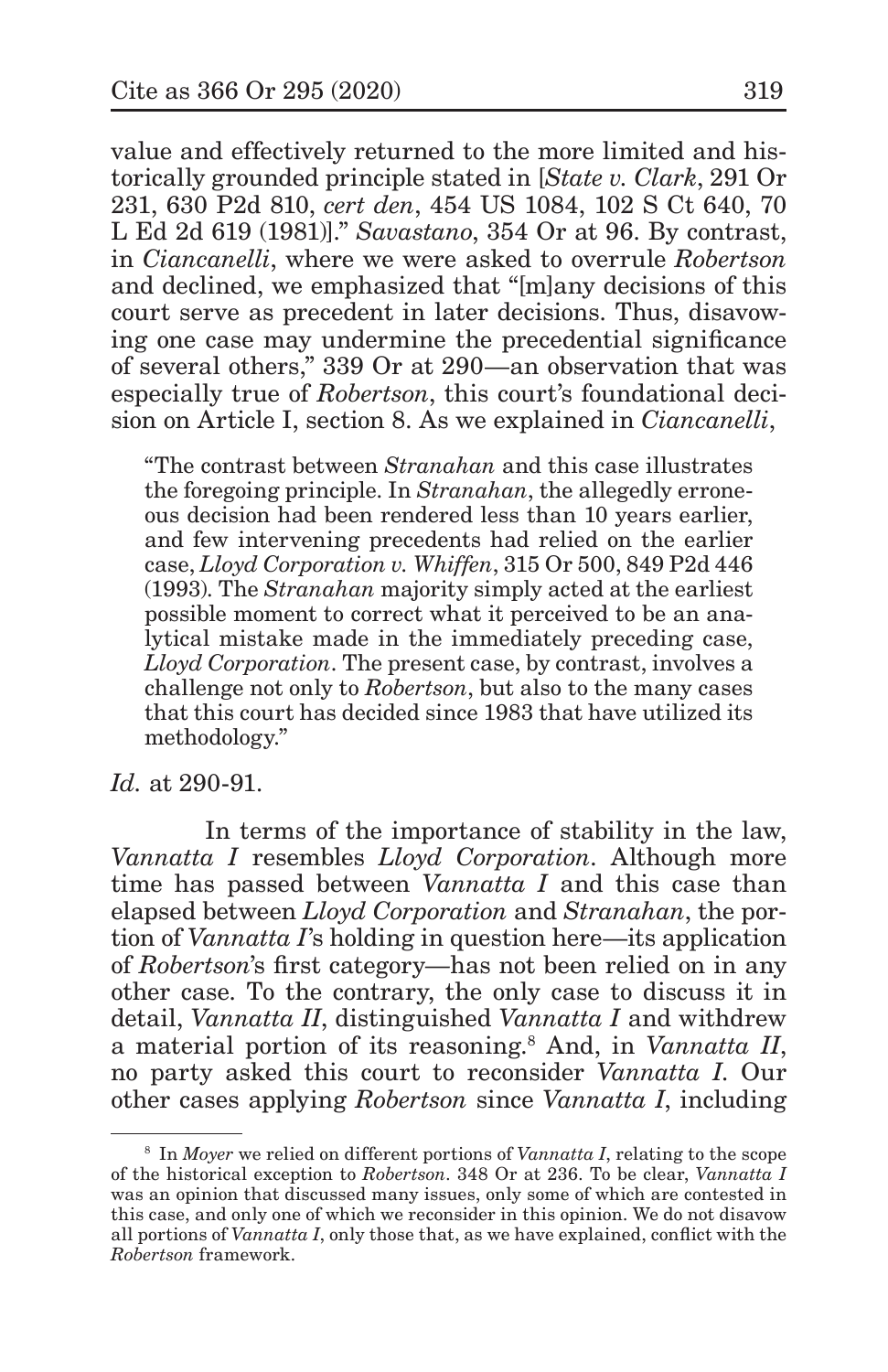value and effectively returned to the more limited and historically grounded principle stated in [*State v. Clark*, 291 Or 231, 630 P2d 810, *cert den*, 454 US 1084, 102 S Ct 640, 70 L Ed 2d 619 (1981)]." *Savastano*, 354 Or at 96. By contrast, in *Ciancanelli*, where we were asked to overrule *Robertson* and declined, we emphasized that "[m]any decisions of this court serve as precedent in later decisions. Thus, disavowing one case may undermine the precedential significance of several others," 339 Or at 290—an observation that was especially true of *Robertson*, this court's foundational decision on Article I, section 8. As we explained in *Ciancanelli*,

> "The contrast between *Stranahan* and this case illustrates the foregoing principle. In *Stranahan*, the allegedly erroneous decision had been rendered less than 10 years earlier, and few intervening precedents had relied on the earlier case, *Lloyd Corporation v. Whiffen*, 315 Or 500, 849 P2d 446 (1993). The *Stranahan* majority simply acted at the earliest possible moment to correct what it perceived to be an analytical mistake made in the immediately preceding case, *Lloyd Corporation*. The present case, by contrast, involves a challenge not only to *Robertson*, but also to the many cases that this court has decided since 1983 that have utilized its methodology."

*Id.* at 290-91.

In terms of the importance of stability in the law, *Vannatta I* resembles *Lloyd Corporation*. Although more time has passed between *Vannatta I* and this case than elapsed between *Lloyd Corporation* and *Stranahan*, the portion of *Vannatta I*'s holding in question here—its application of *Robertson*'s first category—has not been relied on in any other case. To the contrary, the only case to discuss it in detail, *Vannatta II*, distinguished *Vannatta I* and withdrew a material portion of its reasoning.[8] And, in *Vannatta II*, no party asked this court to reconsider *Vannatta I*. Our other cases applying *Robertson* since *Vannatta I*, including

---

[8] In *Moyer* we relied on different portions of *Vannatta I*, relating to the scope of the historical exception to *Robertson*. 348 Or at 236. To be clear, *Vannatta I* was an opinion that discussed many issues, only some of which are contested in this case, and only one of which we reconsider in this opinion. We do not disavow all portions of *Vannatta I*, only those that, as we have explained, conflict with the *Robertson* framework.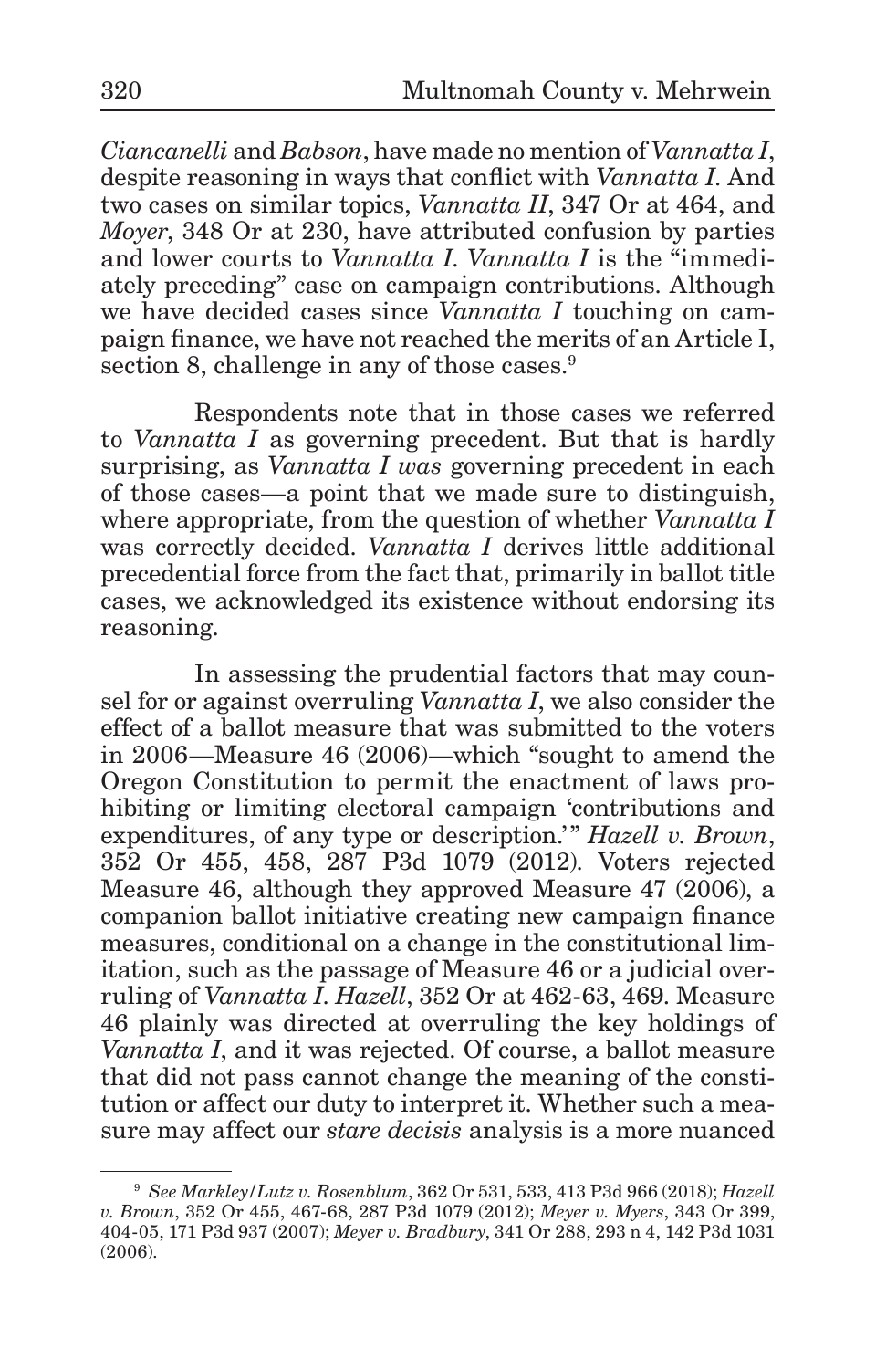*Ciancanelli* and *Babson*, have made no mention of *Vannatta I*, despite reasoning in ways that conflict with *Vannatta I*. And two cases on similar topics, *Vannatta II*, 347 Or at 464, and *Moyer*, 348 Or at 230, have attributed confusion by parties and lower courts to *Vannatta I*. *Vannatta I* is the "immediately preceding" case on campaign contributions. Although we have decided cases since *Vannatta I* touching on campaign finance, we have not reached the merits of an Article I, section 8, challenge in any of those cases.[9]

Respondents note that in those cases we referred to *Vannatta I* as governing precedent. But that is hardly surprising, as *Vannatta I was* governing precedent in each of those cases—a point that we made sure to distinguish, where appropriate, from the question of whether *Vannatta I* was correctly decided. *Vannatta I* derives little additional precedential force from the fact that, primarily in ballot title cases, we acknowledged its existence without endorsing its reasoning.

In assessing the prudential factors that may counsel for or against overruling *Vannatta I*, we also consider the effect of a ballot measure that was submitted to the voters in 2006—Measure 46 (2006)—which "sought to amend the Oregon Constitution to permit the enactment of laws prohibiting or limiting electoral campaign 'contributions and expenditures, of any type or description.'" *Hazell v. Brown*, 352 Or 455, 458, 287 P3d 1079 (2012). Voters rejected Measure 46, although they approved Measure 47 (2006), a companion ballot initiative creating new campaign finance measures, conditional on a change in the constitutional limitation, such as the passage of Measure 46 or a judicial overruling of *Vannatta I*. *Hazell*, 352 Or at 462-63, 469. Measure 46 plainly was directed at overruling the key holdings of *Vannatta I*, and it was rejected. Of course, a ballot measure that did not pass cannot change the meaning of the constitution or affect our duty to interpret it. Whether such a measure may affect our *stare decisis* analysis is a more nuanced

---

[9] *See Markley/Lutz v. Rosenblum*, 362 Or 531, 533, 413 P3d 966 (2018); *Hazell v. Brown*, 352 Or 455, 467-68, 287 P3d 1079 (2012); *Meyer v. Myers*, 343 Or 399, 404-05, 171 P3d 937 (2007); *Meyer v. Bradbury*, 341 Or 288, 293 n 4, 142 P3d 1031 (2006).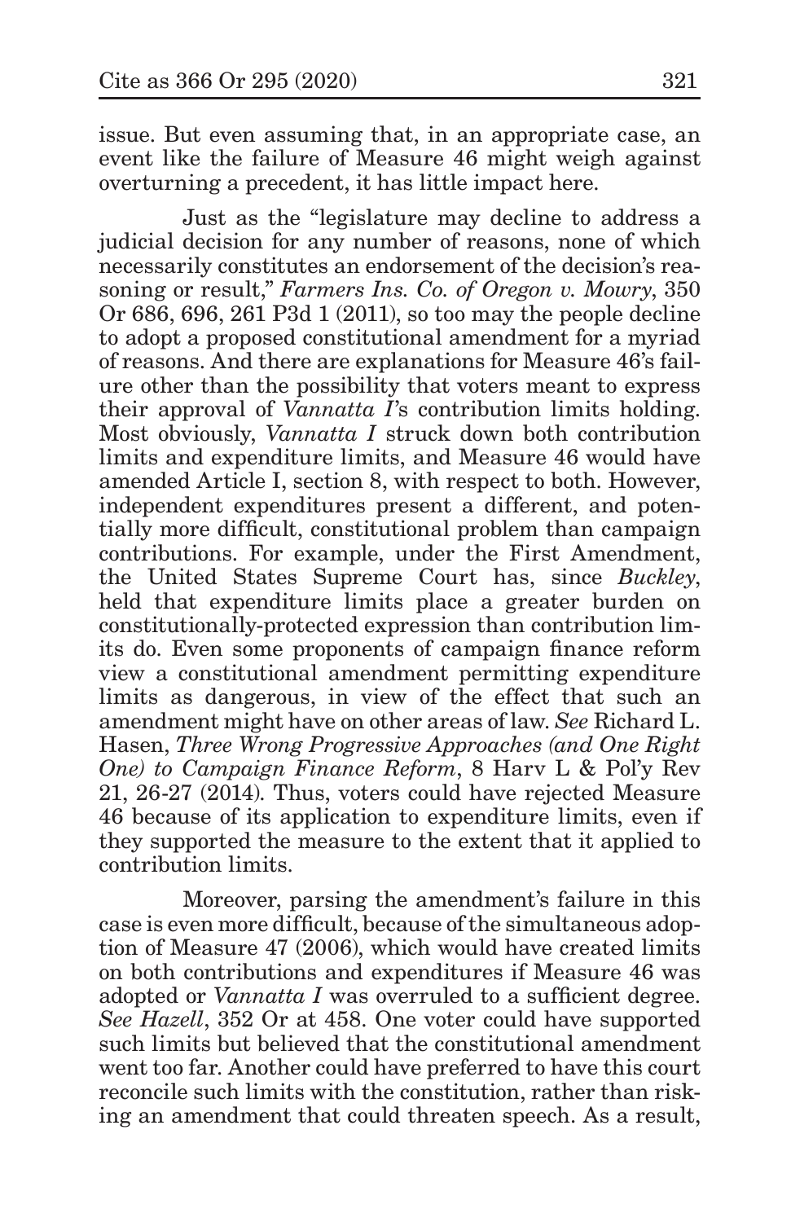issue. But even assuming that, in an appropriate case, an event like the failure of Measure 46 might weigh against overturning a precedent, it has little impact here.

Just as the "legislature may decline to address a judicial decision for any number of reasons, none of which necessarily constitutes an endorsement of the decision's reasoning or result," *Farmers Ins. Co. of Oregon v. Mowry*, 350 Or 686, 696, 261 P3d 1 (2011), so too may the people decline to adopt a proposed constitutional amendment for a myriad of reasons. And there are explanations for Measure 46's failure other than the possibility that voters meant to express their approval of *Vannatta I*'s contribution limits holding. Most obviously, *Vannatta I* struck down both contribution limits and expenditure limits, and Measure 46 would have amended Article I, section 8, with respect to both. However, independent expenditures present a different, and potentially more difficult, constitutional problem than campaign contributions. For example, under the First Amendment, the United States Supreme Court has, since *Buckley*, held that expenditure limits place a greater burden on constitutionally-protected expression than contribution limits do. Even some proponents of campaign finance reform view a constitutional amendment permitting expenditure limits as dangerous, in view of the effect that such an amendment might have on other areas of law. *See* Richard L. Hasen, *Three Wrong Progressive Approaches (and One Right One) to Campaign Finance Reform*, 8 Harv L & Pol'y Rev 21, 26-27 (2014). Thus, voters could have rejected Measure 46 because of its application to expenditure limits, even if they supported the measure to the extent that it applied to contribution limits.

Moreover, parsing the amendment's failure in this case is even more difficult, because of the simultaneous adoption of Measure 47 (2006), which would have created limits on both contributions and expenditures if Measure 46 was adopted or *Vannatta I* was overruled to a sufficient degree. *See Hazell*, 352 Or at 458. One voter could have supported such limits but believed that the constitutional amendment went too far. Another could have preferred to have this court reconcile such limits with the constitution, rather than risking an amendment that could threaten speech. As a result,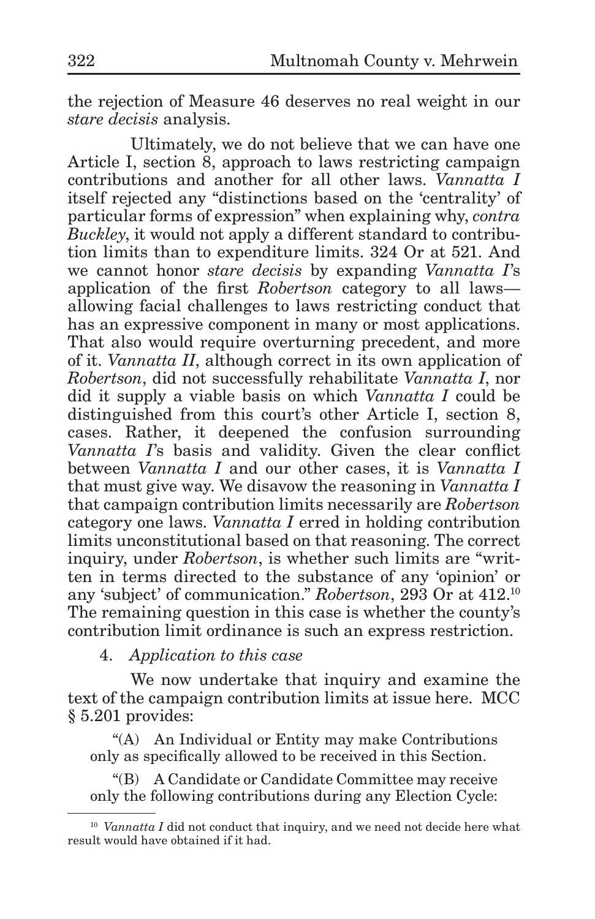the rejection of Measure 46 deserves no real weight in our *stare decisis* analysis.

Ultimately, we do not believe that we can have one Article I, section 8, approach to laws restricting campaign contributions and another for all other laws. *Vannatta I* itself rejected any "distinctions based on the 'centrality' of particular forms of expression" when explaining why, *contra Buckley*, it would not apply a different standard to contribution limits than to expenditure limits. 324 Or at 521. And we cannot honor *stare decisis* by expanding *Vannatta I*'s application of the first *Robertson* category to all laws—allowing facial challenges to laws restricting conduct that has an expressive component in many or most applications. That also would require overturning precedent, and more of it. *Vannatta II*, although correct in its own application of *Robertson*, did not successfully rehabilitate *Vannatta I*, nor did it supply a viable basis on which *Vannatta I* could be distinguished from this court's other Article I, section 8, cases. Rather, it deepened the confusion surrounding *Vannatta I*'s basis and validity. Given the clear conflict between *Vannatta I* and our other cases, it is *Vannatta I* that must give way. We disavow the reasoning in *Vannatta I* that campaign contribution limits necessarily are *Robertson* category one laws. *Vannatta I* erred in holding contribution limits unconstitutional based on that reasoning. The correct inquiry, under *Robertson*, is whether such limits are "written in terms directed to the substance of any 'opinion' or any 'subject' of communication." *Robertson*, 293 Or at 412.[10] The remaining question in this case is whether the county's contribution limit ordinance is such an express restriction.

4. *Application to this case*

We now undertake that inquiry and examine the text of the campaign contribution limits at issue here. MCC § 5.201 provides:

"(A) An Individual or Entity may make Contributions only as specifically allowed to be received in this Section.

"(B) A Candidate or Candidate Committee may receive only the following contributions during any Election Cycle:

---

[10] *Vannatta I* did not conduct that inquiry, and we need not decide here what result would have obtained if it had.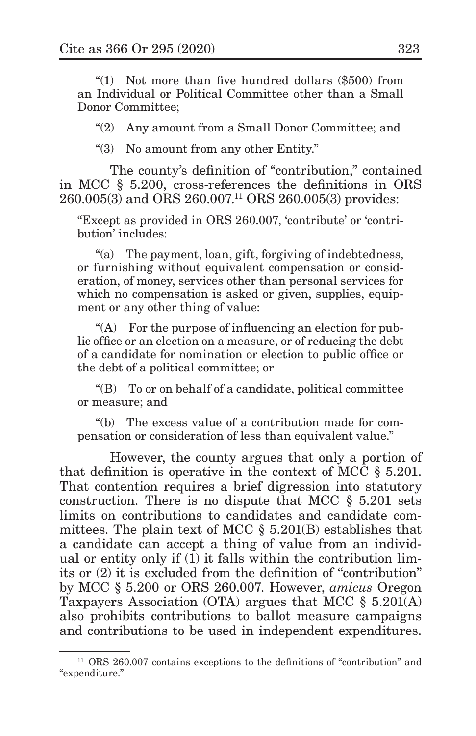"(1) Not more than five hundred dollars ($500) from an Individual or Political Committee other than a Small Donor Committee;

"(2) Any amount from a Small Donor Committee; and

"(3) No amount from any other Entity."

The county's definition of "contribution," contained in MCC § 5.200, cross-references the definitions in ORS 260.005(3) and ORS 260.007.[11] ORS 260.005(3) provides:

"Except as provided in ORS 260.007, 'contribute' or 'contribution' includes:

"(a) The payment, loan, gift, forgiving of indebtedness, or furnishing without equivalent compensation or consideration, of money, services other than personal services for which no compensation is asked or given, supplies, equipment or any other thing of value:

"(A) For the purpose of influencing an election for public office or an election on a measure, or of reducing the debt of a candidate for nomination or election to public office or the debt of a political committee; or

"(B) To or on behalf of a candidate, political committee or measure; and

"(b) The excess value of a contribution made for compensation or consideration of less than equivalent value."

However, the county argues that only a portion of that definition is operative in the context of MCC § 5.201. That contention requires a brief digression into statutory construction. There is no dispute that MCC § 5.201 sets limits on contributions to candidates and candidate committees. The plain text of MCC § 5.201(B) establishes that a candidate can accept a thing of value from an individual or entity only if (1) it falls within the contribution limits or (2) it is excluded from the definition of "contribution" by MCC § 5.200 or ORS 260.007. However, *amicus* Oregon Taxpayers Association (OTA) argues that MCC § 5.201(A) also prohibits contributions to ballot measure campaigns and contributions to be used in independent expenditures.

[11] ORS 260.007 contains exceptions to the definitions of "contribution" and "expenditure."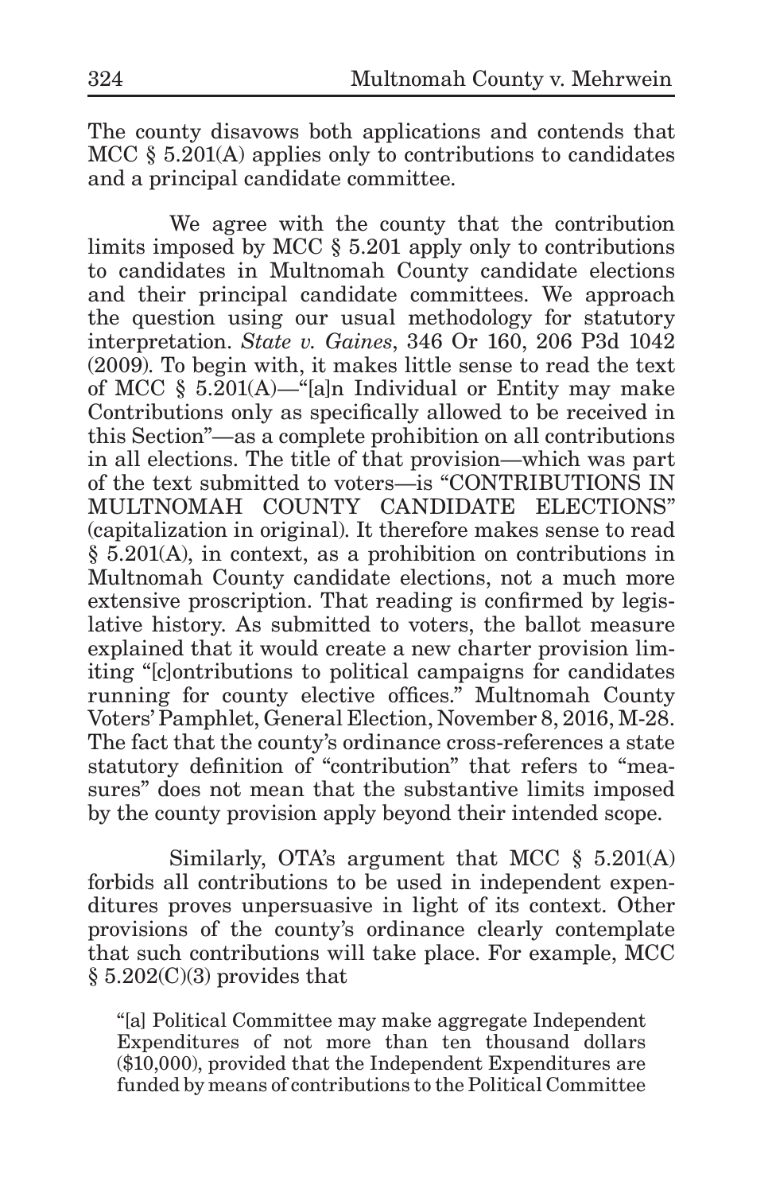The county disavows both applications and contends that MCC § 5.201(A) applies only to contributions to candidates and a principal candidate committee.

We agree with the county that the contribution limits imposed by MCC § 5.201 apply only to contributions to candidates in Multnomah County candidate elections and their principal candidate committees. We approach the question using our usual methodology for statutory interpretation. *State v. Gaines*, 346 Or 160, 206 P3d 1042 (2009). To begin with, it makes little sense to read the text of MCC § 5.201(A)—"[a]n Individual or Entity may make Contributions only as specifically allowed to be received in this Section"—as a complete prohibition on all contributions in all elections. The title of that provision—which was part of the text submitted to voters—is "CONTRIBUTIONS IN MULTNOMAH COUNTY CANDIDATE ELECTIONS" (capitalization in original). It therefore makes sense to read § 5.201(A), in context, as a prohibition on contributions in Multnomah County candidate elections, not a much more extensive proscription. That reading is confirmed by legislative history. As submitted to voters, the ballot measure explained that it would create a new charter provision limiting "[c]ontributions to political campaigns for candidates running for county elective offices." Multnomah County Voters' Pamphlet, General Election, November 8, 2016, M-28. The fact that the county's ordinance cross-references a state statutory definition of "contribution" that refers to "measures" does not mean that the substantive limits imposed by the county provision apply beyond their intended scope.

Similarly, OTA's argument that MCC § 5.201(A) forbids all contributions to be used in independent expenditures proves unpersuasive in light of its context. Other provisions of the county's ordinance clearly contemplate that such contributions will take place. For example, MCC § 5.202(C)(3) provides that

> "[a] Political Committee may make aggregate Independent Expenditures of not more than ten thousand dollars ($10,000), provided that the Independent Expenditures are funded by means of contributions to the Political Committee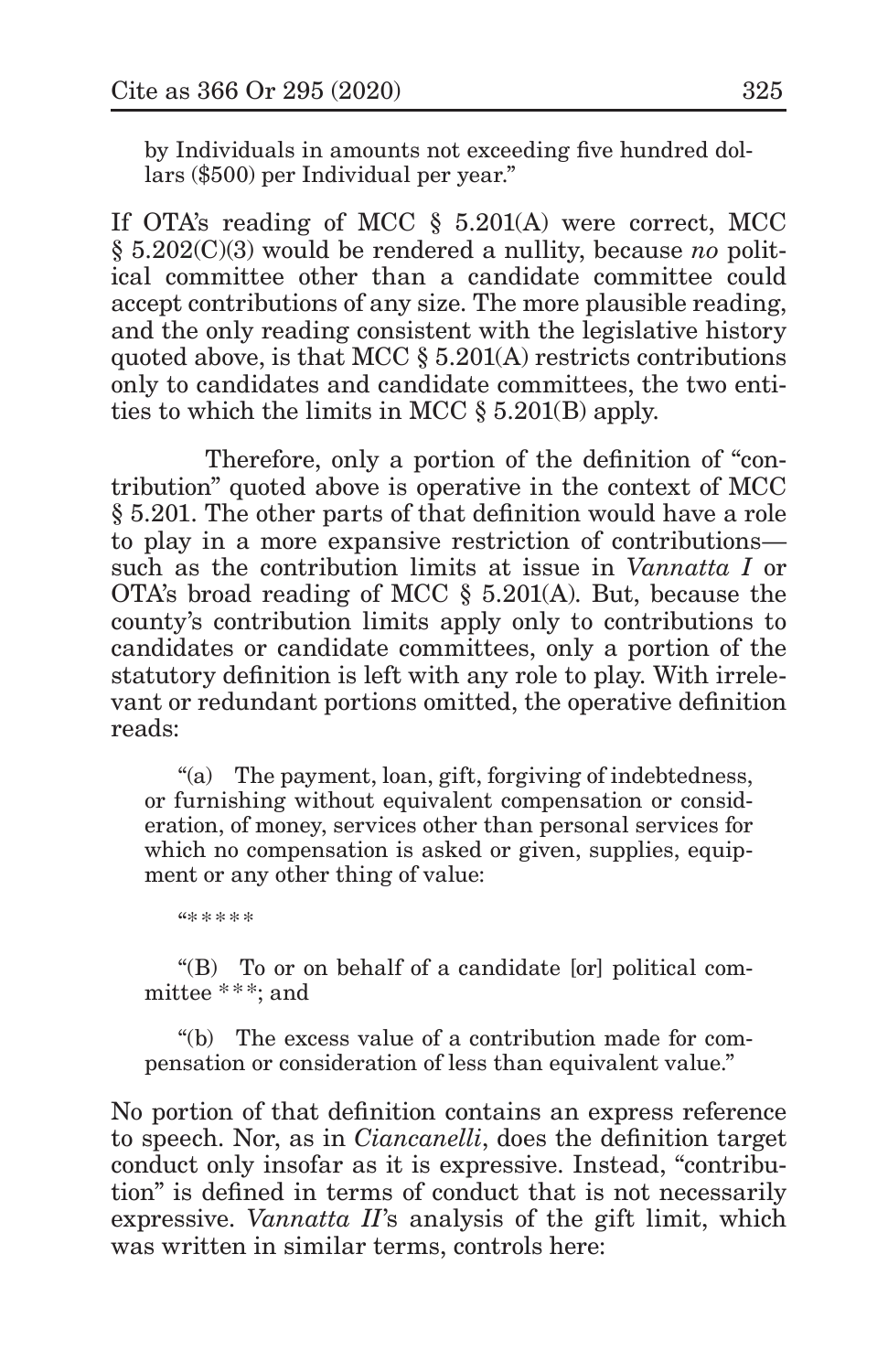by Individuals in amounts not exceeding five hundred dollars ($500) per Individual per year."

If OTA's reading of MCC § 5.201(A) were correct, MCC § 5.202(C)(3) would be rendered a nullity, because *no* political committee other than a candidate committee could accept contributions of any size. The more plausible reading, and the only reading consistent with the legislative history quoted above, is that MCC § 5.201(A) restricts contributions only to candidates and candidate committees, the two entities to which the limits in MCC § 5.201(B) apply.

Therefore, only a portion of the definition of "contribution" quoted above is operative in the context of MCC § 5.201. The other parts of that definition would have a role to play in a more expansive restriction of contributions—such as the contribution limits at issue in *Vannatta I* or OTA's broad reading of MCC § 5.201(A). But, because the county's contribution limits apply only to contributions to candidates or candidate committees, only a portion of the statutory definition is left with any role to play. With irrelevant or redundant portions omitted, the operative definition reads:

> "(a) The payment, loan, gift, forgiving of indebtedness, or furnishing without equivalent compensation or consideration, of money, services other than personal services for which no compensation is asked or given, supplies, equipment or any other thing of value:
>
> "*****
>
> "(B) To or on behalf of a candidate [or] political committee ***; and
>
> "(b) The excess value of a contribution made for compensation or consideration of less than equivalent value."

No portion of that definition contains an express reference to speech. Nor, as in *Ciancanelli*, does the definition target conduct only insofar as it is expressive. Instead, "contribution" is defined in terms of conduct that is not necessarily expressive. *Vannatta II*'s analysis of the gift limit, which was written in similar terms, controls here: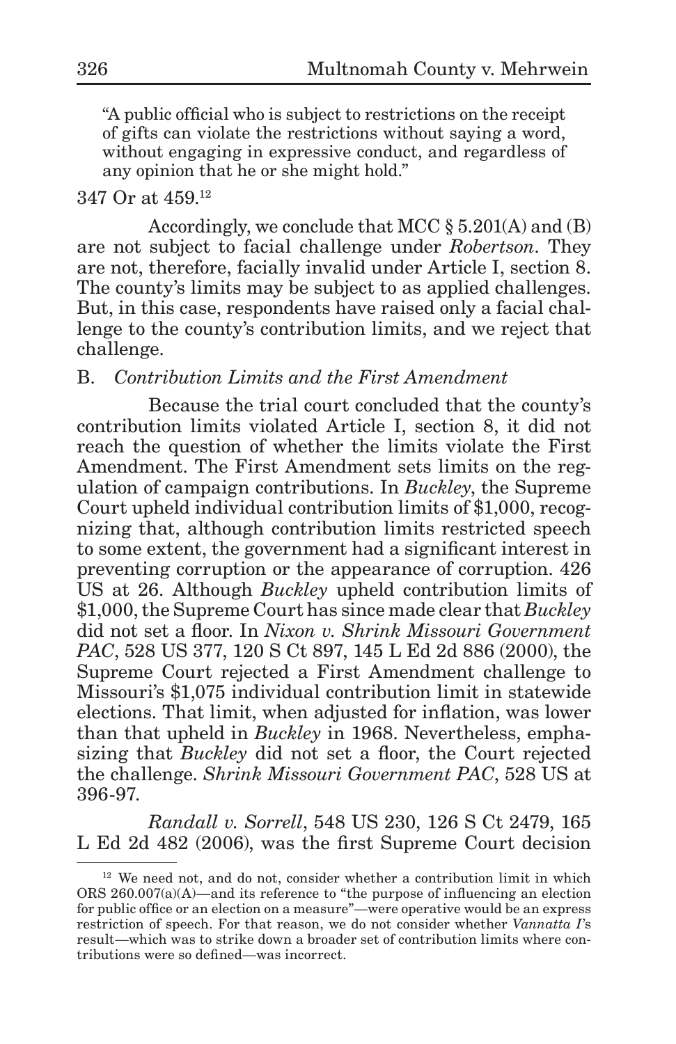"A public official who is subject to restrictions on the receipt of gifts can violate the restrictions without saying a word, without engaging in expressive conduct, and regardless of any opinion that he or she might hold."

347 Or at 459.[12]

Accordingly, we conclude that MCC § 5.201(A) and (B) are not subject to facial challenge under *Robertson*. They are not, therefore, facially invalid under Article I, section 8. The county's limits may be subject to as applied challenges. But, in this case, respondents have raised only a facial challenge to the county's contribution limits, and we reject that challenge.

### B. *Contribution Limits and the First Amendment*

Because the trial court concluded that the county's contribution limits violated Article I, section 8, it did not reach the question of whether the limits violate the First Amendment. The First Amendment sets limits on the regulation of campaign contributions. In *Buckley*, the Supreme Court upheld individual contribution limits of $1,000, recognizing that, although contribution limits restricted speech to some extent, the government had a significant interest in preventing corruption or the appearance of corruption. 426 US at 26. Although *Buckley* upheld contribution limits of $1,000, the Supreme Court has since made clear that *Buckley* did not set a floor. In *Nixon v. Shrink Missouri Government PAC*, 528 US 377, 120 S Ct 897, 145 L Ed 2d 886 (2000), the Supreme Court rejected a First Amendment challenge to Missouri's $1,075 individual contribution limit in statewide elections. That limit, when adjusted for inflation, was lower than that upheld in *Buckley* in 1968. Nevertheless, emphasizing that *Buckley* did not set a floor, the Court rejected the challenge. *Shrink Missouri Government PAC*, 528 US at 396-97.

*Randall v. Sorrell*, 548 US 230, 126 S Ct 2479, 165 L Ed 2d 482 (2006), was the first Supreme Court decision

[12] We need not, and do not, consider whether a contribution limit in which ORS 260.007(a)(A)—and its reference to "the purpose of influencing an election for public office or an election on a measure"—were operative would be an express restriction of speech. For that reason, we do not consider whether *Vannatta I*'s result—which was to strike down a broader set of contribution limits where contributions were so defined—was incorrect.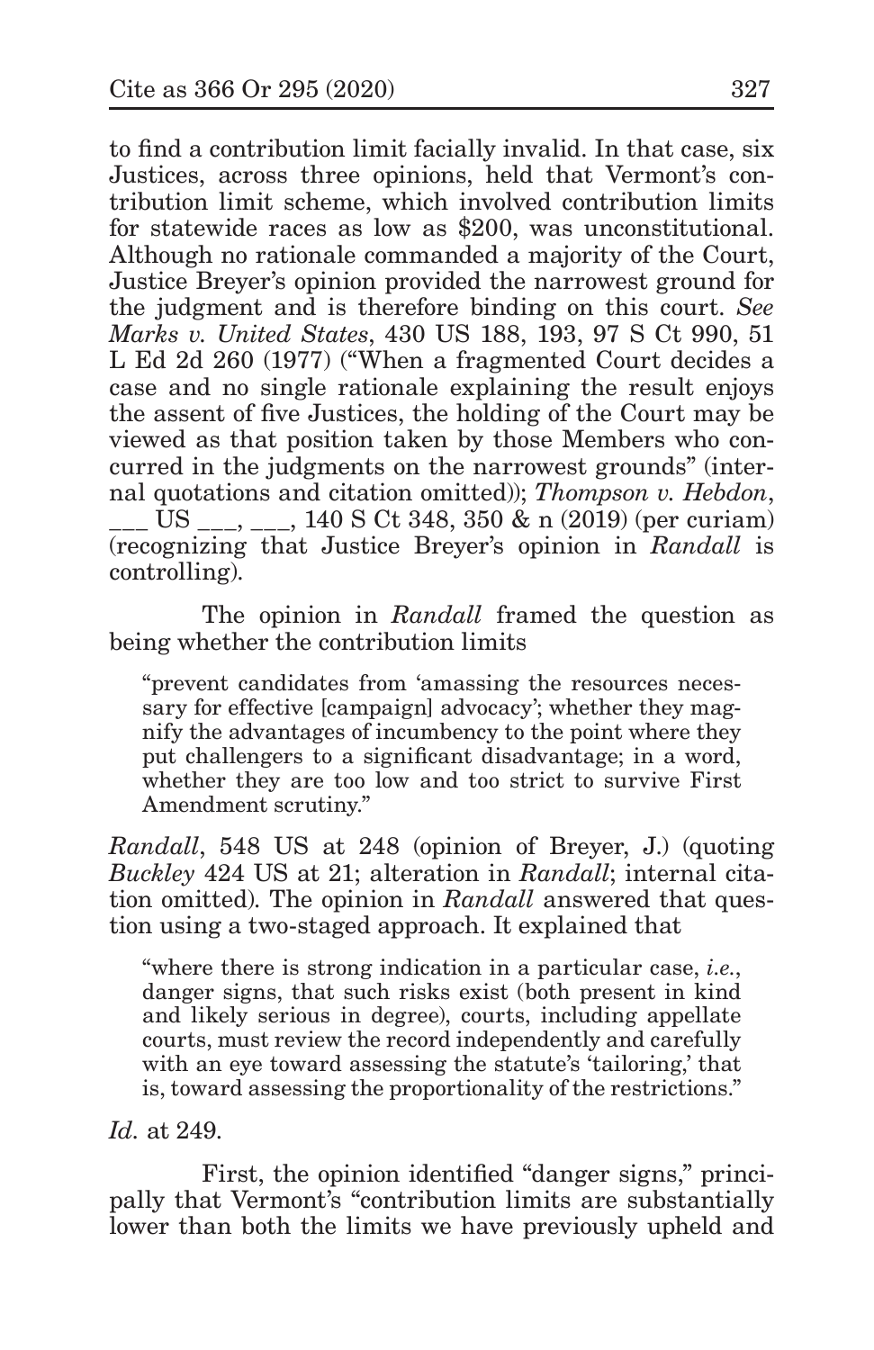to find a contribution limit facially invalid. In that case, six Justices, across three opinions, held that Vermont's contribution limit scheme, which involved contribution limits for statewide races as low as $200, was unconstitutional. Although no rationale commanded a majority of the Court, Justice Breyer's opinion provided the narrowest ground for the judgment and is therefore binding on this court. *See Marks v. United States*, 430 US 188, 193, 97 S Ct 990, 51 L Ed 2d 260 (1977) ("When a fragmented Court decides a case and no single rationale explaining the result enjoys the assent of five Justices, the holding of the Court may be viewed as that position taken by those Members who concurred in the judgments on the narrowest grounds" (internal quotations and citation omitted)); *Thompson v. Hebdon*, ___ US ___, ___, 140 S Ct 348, 350 & n (2019) (per curiam) (recognizing that Justice Breyer's opinion in *Randall* is controlling).

The opinion in *Randall* framed the question as being whether the contribution limits

> "prevent candidates from 'amassing the resources necessary for effective [campaign] advocacy'; whether they magnify the advantages of incumbency to the point where they put challengers to a significant disadvantage; in a word, whether they are too low and too strict to survive First Amendment scrutiny."

*Randall*, 548 US at 248 (opinion of Breyer, J.) (quoting *Buckley* 424 US at 21; alteration in *Randall*; internal citation omitted). The opinion in *Randall* answered that question using a two-staged approach. It explained that

> "where there is strong indication in a particular case, *i.e.*, danger signs, that such risks exist (both present in kind and likely serious in degree), courts, including appellate courts, must review the record independently and carefully with an eye toward assessing the statute's 'tailoring,' that is, toward assessing the proportionality of the restrictions."

*Id.* at 249.

First, the opinion identified "danger signs," principally that Vermont's "contribution limits are substantially lower than both the limits we have previously upheld and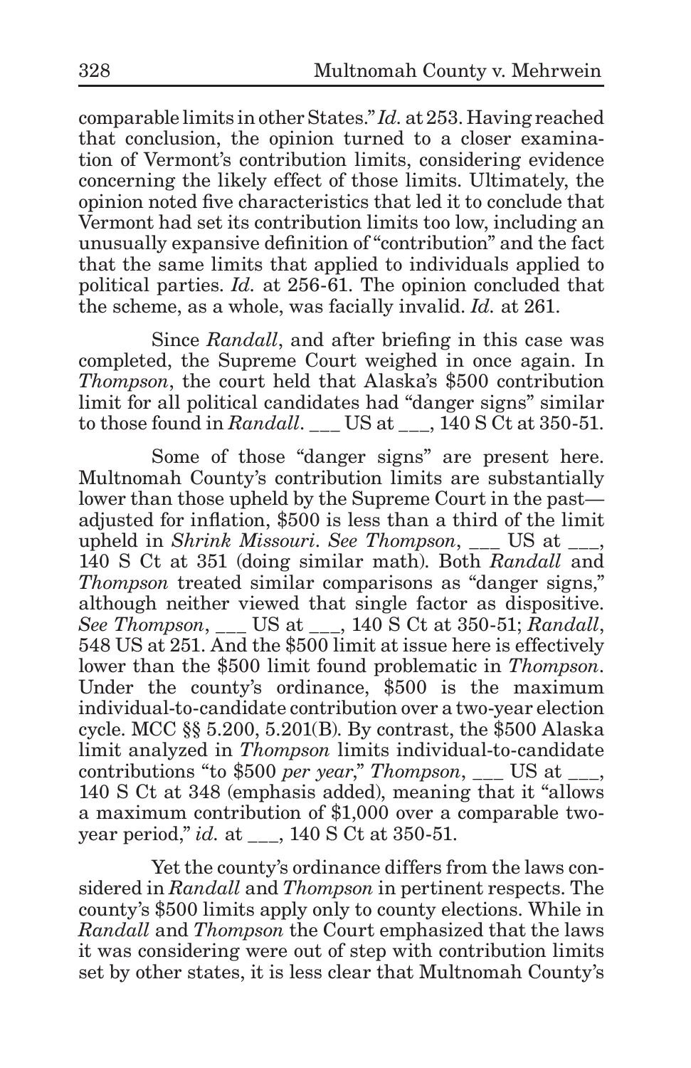comparable limits in other States." *Id.* at 253. Having reached that conclusion, the opinion turned to a closer examination of Vermont's contribution limits, considering evidence concerning the likely effect of those limits. Ultimately, the opinion noted five characteristics that led it to conclude that Vermont had set its contribution limits too low, including an unusually expansive definition of "contribution" and the fact that the same limits that applied to individuals applied to political parties. *Id.* at 256-61. The opinion concluded that the scheme, as a whole, was facially invalid. *Id.* at 261.

Since *Randall*, and after briefing in this case was completed, the Supreme Court weighed in once again. In *Thompson*, the court held that Alaska's $500 contribution limit for all political candidates had "danger signs" similar to those found in *Randall*. ___ US at ___, 140 S Ct at 350-51.

Some of those "danger signs" are present here. Multnomah County's contribution limits are substantially lower than those upheld by the Supreme Court in the past—adjusted for inflation, $500 is less than a third of the limit upheld in *Shrink Missouri*. *See Thompson*, ___ US at ___, 140 S Ct at 351 (doing similar math). Both *Randall* and *Thompson* treated similar comparisons as "danger signs," although neither viewed that single factor as dispositive. *See Thompson*, ___ US at ___, 140 S Ct at 350-51; *Randall*, 548 US at 251. And the $500 limit at issue here is effectively lower than the $500 limit found problematic in *Thompson*. Under the county's ordinance, $500 is the maximum individual-to-candidate contribution over a two-year election cycle. MCC §§ 5.200, 5.201(B). By contrast, the $500 Alaska limit analyzed in *Thompson* limits individual-to-candidate contributions "to $500 *per year*," *Thompson*, ___ US at ___, 140 S Ct at 348 (emphasis added), meaning that it "allows a maximum contribution of $1,000 over a comparable two-year period," *id.* at ___, 140 S Ct at 350-51.

Yet the county's ordinance differs from the laws considered in *Randall* and *Thompson* in pertinent respects. The county's $500 limits apply only to county elections. While in *Randall* and *Thompson* the Court emphasized that the laws it was considering were out of step with contribution limits set by other states, it is less clear that Multnomah County's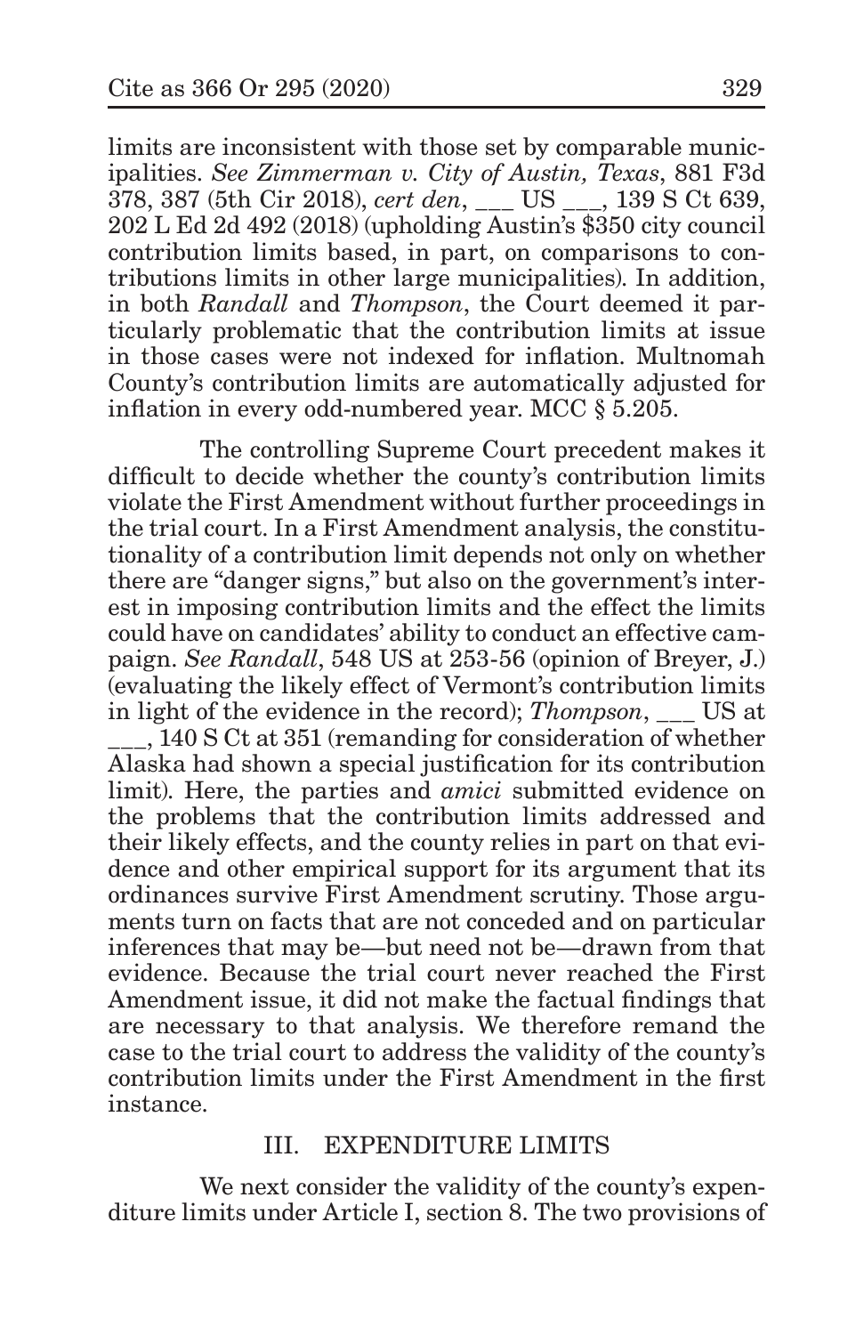limits are inconsistent with those set by comparable municipalities. *See Zimmerman v. City of Austin, Texas*, 881 F3d 378, 387 (5th Cir 2018), *cert den*, ___ US ___, 139 S Ct 639, 202 L Ed 2d 492 (2018) (upholding Austin's $350 city council contribution limits based, in part, on comparisons to contributions limits in other large municipalities). In addition, in both *Randall* and *Thompson*, the Court deemed it particularly problematic that the contribution limits at issue in those cases were not indexed for inflation. Multnomah County's contribution limits are automatically adjusted for inflation in every odd-numbered year. MCC § 5.205.

The controlling Supreme Court precedent makes it difficult to decide whether the county's contribution limits violate the First Amendment without further proceedings in the trial court. In a First Amendment analysis, the constitutionality of a contribution limit depends not only on whether there are "danger signs," but also on the government's interest in imposing contribution limits and the effect the limits could have on candidates' ability to conduct an effective campaign. *See Randall*, 548 US at 253-56 (opinion of Breyer, J.) (evaluating the likely effect of Vermont's contribution limits in light of the evidence in the record); *Thompson*, ___ US at ___, 140 S Ct at 351 (remanding for consideration of whether Alaska had shown a special justification for its contribution limit). Here, the parties and *amici* submitted evidence on the problems that the contribution limits addressed and their likely effects, and the county relies in part on that evidence and other empirical support for its argument that its ordinances survive First Amendment scrutiny. Those arguments turn on facts that are not conceded and on particular inferences that may be—but need not be—drawn from that evidence. Because the trial court never reached the First Amendment issue, it did not make the factual findings that are necessary to that analysis. We therefore remand the case to the trial court to address the validity of the county's contribution limits under the First Amendment in the first instance.

## III. EXPENDITURE LIMITS

We next consider the validity of the county's expenditure limits under Article I, section 8. The two provisions of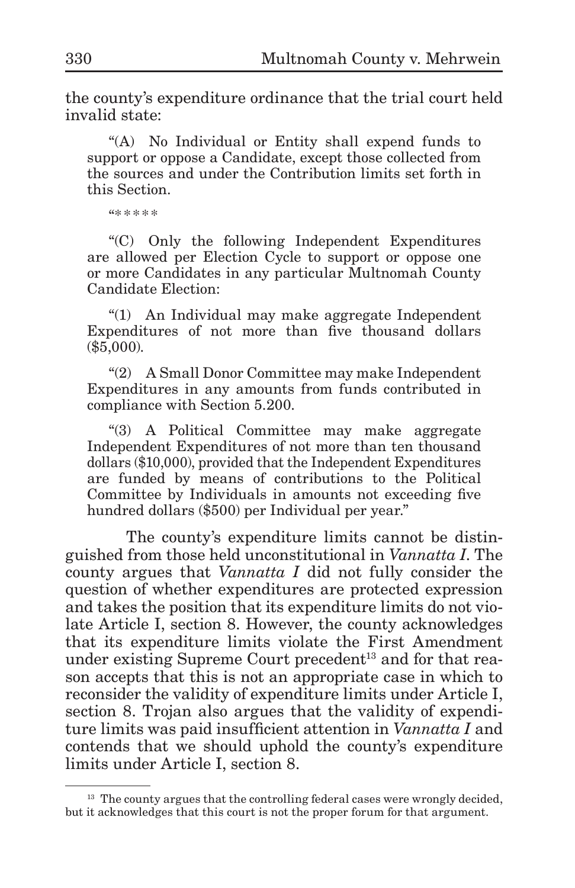the county's expenditure ordinance that the trial court held invalid state:

> "(A) No Individual or Entity shall expend funds to support or oppose a Candidate, except those collected from the sources and under the Contribution limits set forth in this Section.
>
> "\* \* \* \* \*
>
> "(C) Only the following Independent Expenditures are allowed per Election Cycle to support or oppose one or more Candidates in any particular Multnomah County Candidate Election:
>
> "(1) An Individual may make aggregate Independent Expenditures of not more than five thousand dollars ($5,000).
>
> "(2) A Small Donor Committee may make Independent Expenditures in any amounts from funds contributed in compliance with Section 5.200.
>
> "(3) A Political Committee may make aggregate Independent Expenditures of not more than ten thousand dollars ($10,000), provided that the Independent Expenditures are funded by means of contributions to the Political Committee by Individuals in amounts not exceeding five hundred dollars ($500) per Individual per year."

The county's expenditure limits cannot be distinguished from those held unconstitutional in *Vannatta I*. The county argues that *Vannatta I* did not fully consider the question of whether expenditures are protected expression and takes the position that its expenditure limits do not violate Article I, section 8. However, the county acknowledges that its expenditure limits violate the First Amendment under existing Supreme Court precedent[13] and for that reason accepts that this is not an appropriate case in which to reconsider the validity of expenditure limits under Article I, section 8. Trojan also argues that the validity of expenditure limits was paid insufficient attention in *Vannatta I* and contends that we should uphold the county's expenditure limits under Article I, section 8.

---

[13] The county argues that the controlling federal cases were wrongly decided, but it acknowledges that this court is not the proper forum for that argument.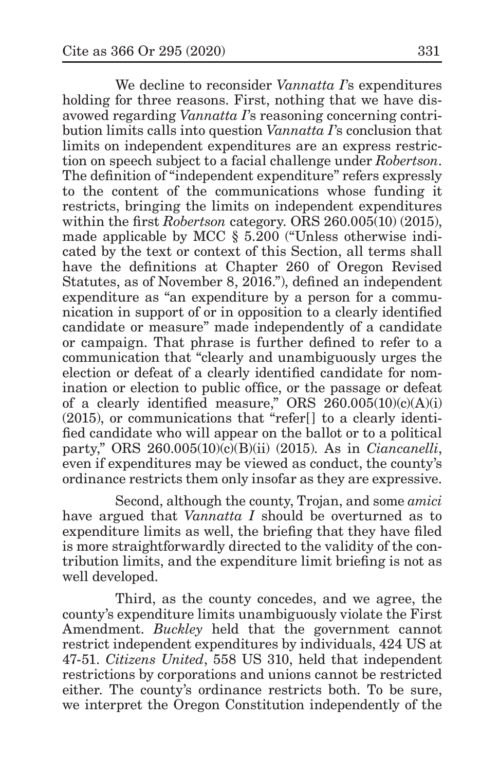We decline to reconsider *Vannatta I*'s expenditures holding for three reasons. First, nothing that we have disavowed regarding *Vannatta I*'s reasoning concerning contribution limits calls into question *Vannatta I*'s conclusion that limits on independent expenditures are an express restriction on speech subject to a facial challenge under *Robertson*. The definition of "independent expenditure" refers expressly to the content of the communications whose funding it restricts, bringing the limits on independent expenditures within the first *Robertson* category. ORS 260.005(10) (2015), made applicable by MCC § 5.200 ("Unless otherwise indicated by the text or context of this Section, all terms shall have the definitions at Chapter 260 of Oregon Revised Statutes, as of November 8, 2016."), defined an independent expenditure as "an expenditure by a person for a communication in support of or in opposition to a clearly identified candidate or measure" made independently of a candidate or campaign. That phrase is further defined to refer to a communication that "clearly and unambiguously urges the election or defeat of a clearly identified candidate for nomination or election to public office, or the passage or defeat of a clearly identified measure," ORS 260.005(10)(c)(A)(i) (2015), or communications that "refer[] to a clearly identified candidate who will appear on the ballot or to a political party," ORS 260.005(10)(c)(B)(ii) (2015). As in *Ciancanelli*, even if expenditures may be viewed as conduct, the county's ordinance restricts them only insofar as they are expressive.

Second, although the county, Trojan, and some *amici* have argued that *Vannatta I* should be overturned as to expenditure limits as well, the briefing that they have filed is more straightforwardly directed to the validity of the contribution limits, and the expenditure limit briefing is not as well developed.

Third, as the county concedes, and we agree, the county's expenditure limits unambiguously violate the First Amendment. *Buckley* held that the government cannot restrict independent expenditures by individuals, 424 US at 47-51. *Citizens United*, 558 US 310, held that independent restrictions by corporations and unions cannot be restricted either. The county's ordinance restricts both. To be sure, we interpret the Oregon Constitution independently of the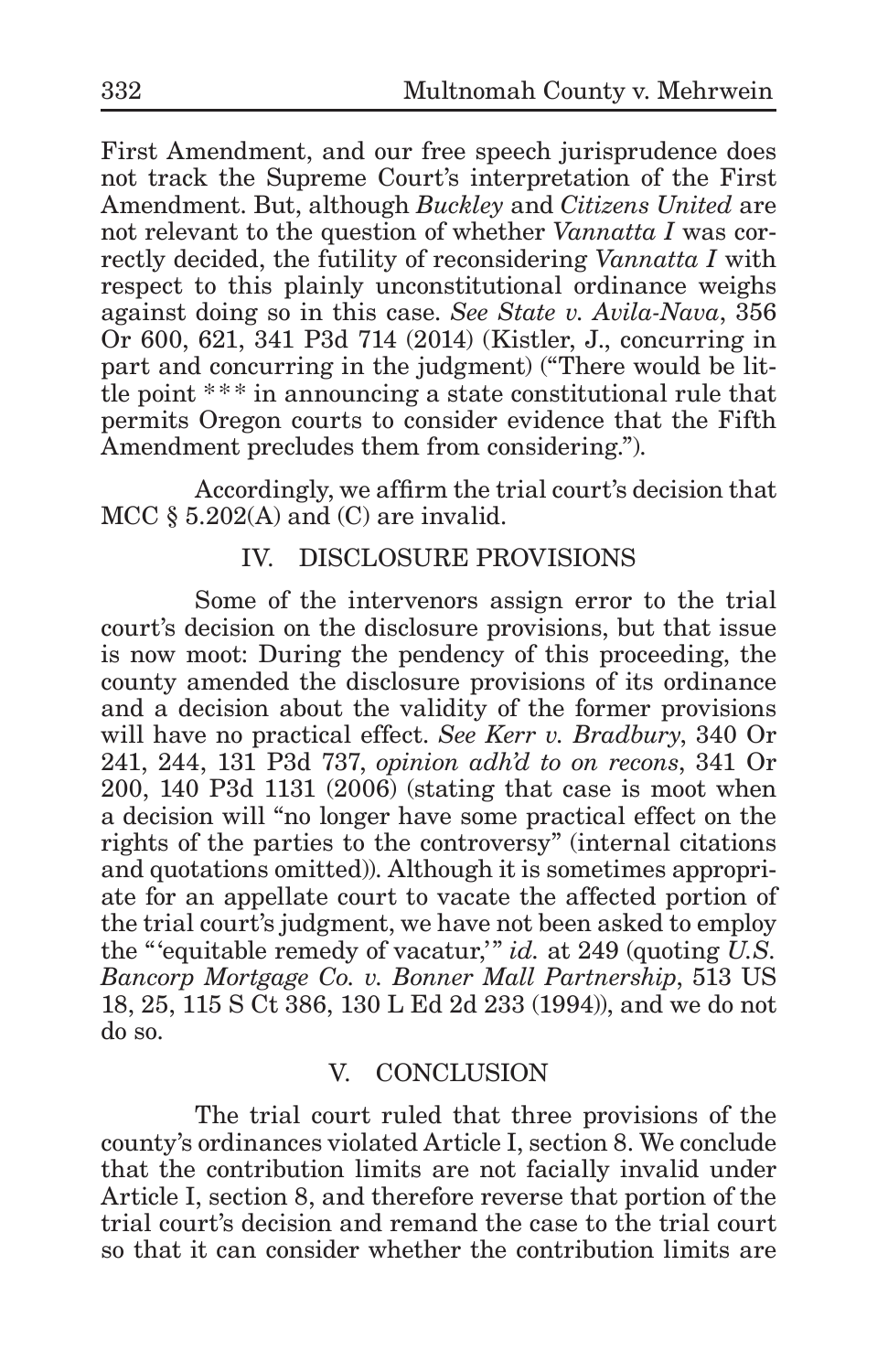First Amendment, and our free speech jurisprudence does not track the Supreme Court's interpretation of the First Amendment. But, although *Buckley* and *Citizens United* are not relevant to the question of whether *Vannatta I* was correctly decided, the futility of reconsidering *Vannatta I* with respect to this plainly unconstitutional ordinance weighs against doing so in this case. *See State v. Avila-Nava*, 356 Or 600, 621, 341 P3d 714 (2014) (Kistler, J., concurring in part and concurring in the judgment) ("There would be little point * * * in announcing a state constitutional rule that permits Oregon courts to consider evidence that the Fifth Amendment precludes them from considering.").

Accordingly, we affirm the trial court's decision that MCC § 5.202(A) and (C) are invalid.

## IV. DISCLOSURE PROVISIONS

Some of the intervenors assign error to the trial court's decision on the disclosure provisions, but that issue is now moot: During the pendency of this proceeding, the county amended the disclosure provisions of its ordinance and a decision about the validity of the former provisions will have no practical effect. *See Kerr v. Bradbury*, 340 Or 241, 244, 131 P3d 737, *opinion adh'd to on recons*, 341 Or 200, 140 P3d 1131 (2006) (stating that case is moot when a decision will "no longer have some practical effect on the rights of the parties to the controversy" (internal citations and quotations omitted)). Although it is sometimes appropriate for an appellate court to vacate the affected portion of the trial court's judgment, we have not been asked to employ the "'equitable remedy of vacatur,'" *id.* at 249 (quoting *U.S. Bancorp Mortgage Co. v. Bonner Mall Partnership*, 513 US 18, 25, 115 S Ct 386, 130 L Ed 2d 233 (1994)), and we do not do so.

## V. CONCLUSION

The trial court ruled that three provisions of the county's ordinances violated Article I, section 8. We conclude that the contribution limits are not facially invalid under Article I, section 8, and therefore reverse that portion of the trial court's decision and remand the case to the trial court so that it can consider whether the contribution limits are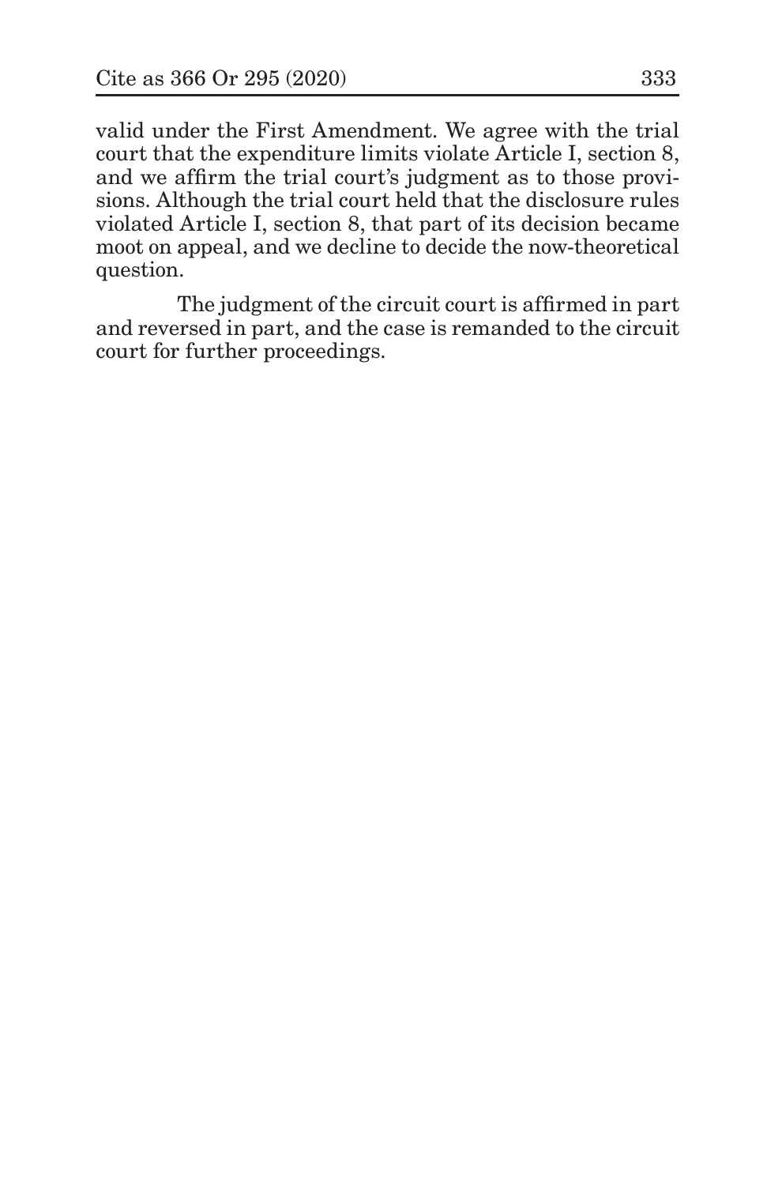valid under the First Amendment. We agree with the trial court that the expenditure limits violate Article I, section 8, and we affirm the trial court's judgment as to those provisions. Although the trial court held that the disclosure rules violated Article I, section 8, that part of its decision became moot on appeal, and we decline to decide the now-theoretical question.

The judgment of the circuit court is affirmed in part and reversed in part, and the case is remanded to the circuit court for further proceedings.